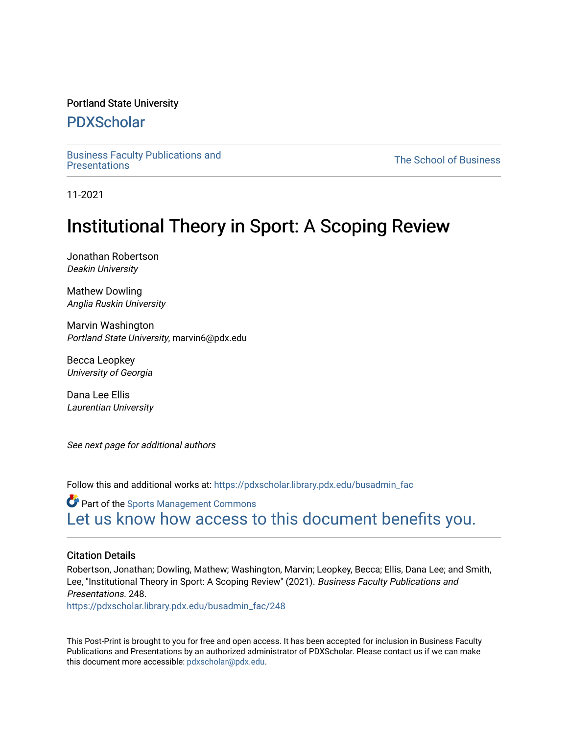Portland State University

# PDXScholar

Business Faculty Publications and Presentations

The School of Business

11-2021

# Institutional Theory in Sport: A Scoping Review

Jonathan Robertson
*Deakin University*

Mathew Dowling
*Anglia Ruskin University*

Marvin Washington
*Portland State University*, marvin6@pdx.edu

Becca Leopkey
*University of Georgia*

Dana Lee Ellis
*Laurentian University*

*See next page for additional authors*

Follow this and additional works at: https://pdxscholar.library.pdx.edu/busadmin_fac

Part of the Sports Management Commons

Let us know how access to this document benefits you.

### Citation Details

Robertson, Jonathan; Dowling, Mathew; Washington, Marvin; Leopkey, Becca; Ellis, Dana Lee; and Smith, Lee, "Institutional Theory in Sport: A Scoping Review" (2021). *Business Faculty Publications and Presentations*. 248.
https://pdxscholar.library.pdx.edu/busadmin_fac/248

This Post-Print is brought to you for free and open access. It has been accepted for inclusion in Business Faculty Publications and Presentations by an authorized administrator of PDXScholar. Please contact us if we can make this document more accessible: pdxscholar@pdx.edu.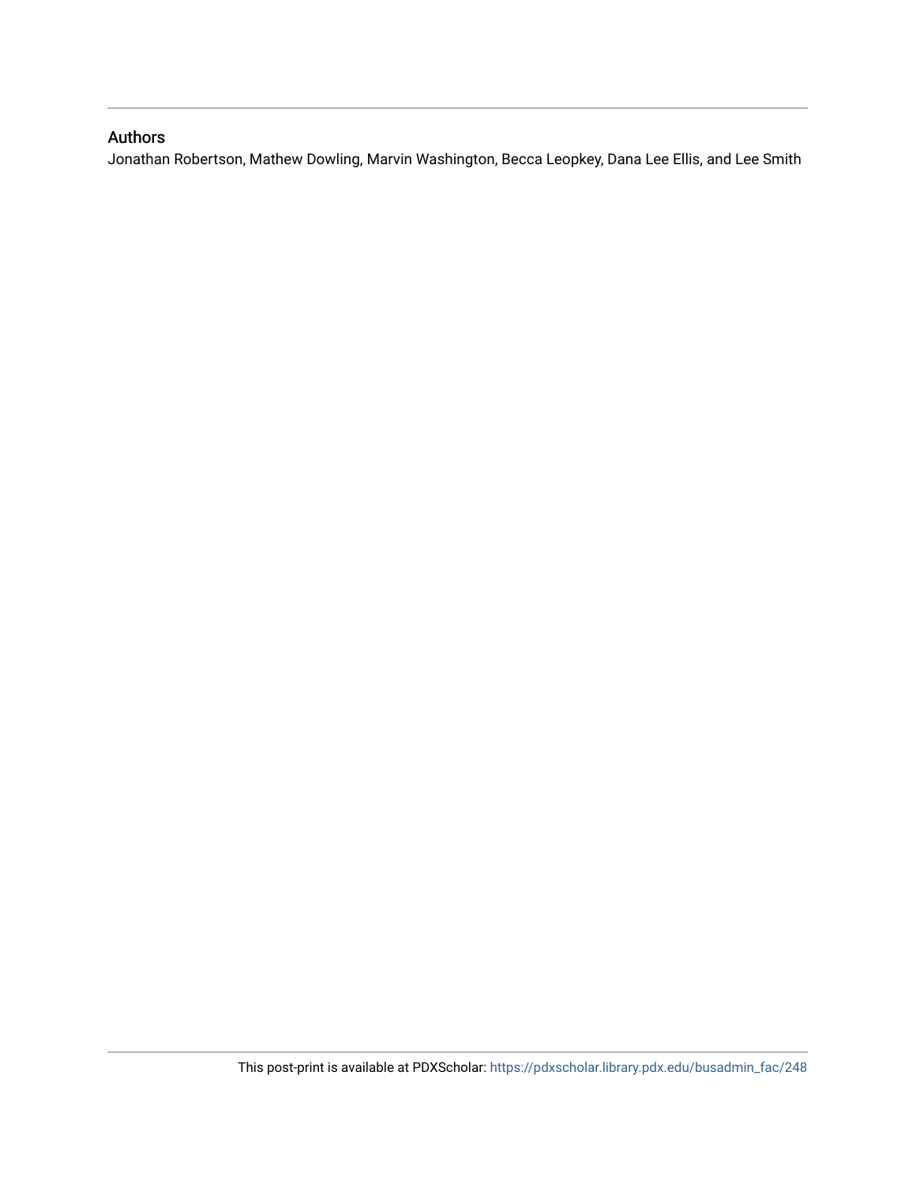## Authors

Jonathan Robertson, Mathew Dowling, Marvin Washington, Becca Leopkey, Dana Lee Ellis, and Lee Smith

This post-print is available at PDXScholar: https://pdxscholar.library.pdx.edu/busadmin_fac/248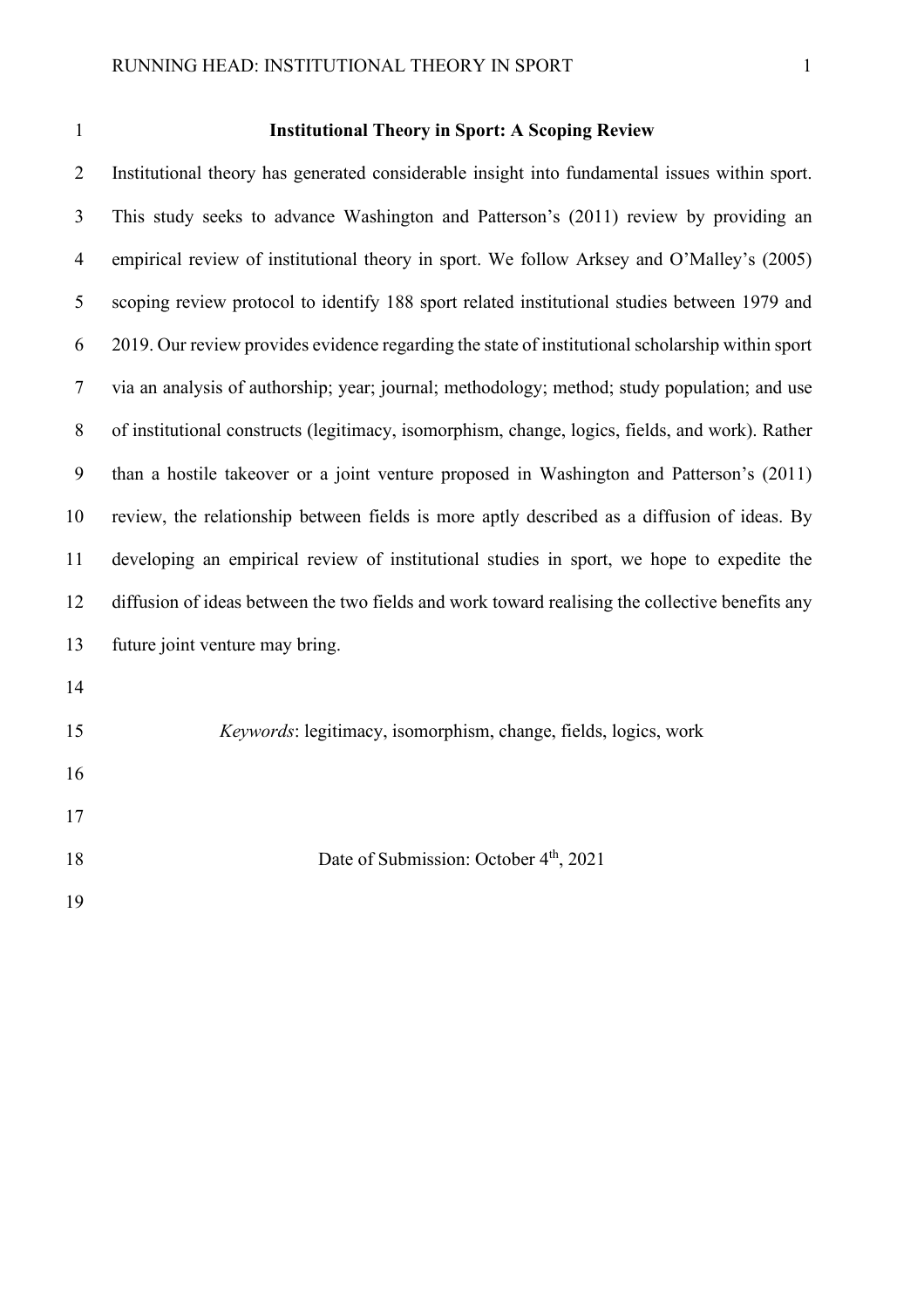# Institutional Theory in Sport: A Scoping Review

Institutional theory has generated considerable insight into fundamental issues within sport. This study seeks to advance Washington and Patterson's (2011) review by providing an empirical review of institutional theory in sport. We follow Arksey and O'Malley's (2005) scoping review protocol to identify 188 sport related institutional studies between 1979 and 2019. Our review provides evidence regarding the state of institutional scholarship within sport via an analysis of authorship; year; journal; methodology; method; study population; and use of institutional constructs (legitimacy, isomorphism, change, logics, fields, and work). Rather than a hostile takeover or a joint venture proposed in Washington and Patterson's (2011) review, the relationship between fields is more aptly described as a diffusion of ideas. By developing an empirical review of institutional studies in sport, we hope to expedite the diffusion of ideas between the two fields and work toward realising the collective benefits any future joint venture may bring.

*Keywords*: legitimacy, isomorphism, change, fields, logics, work

Date of Submission: October 4th, 2021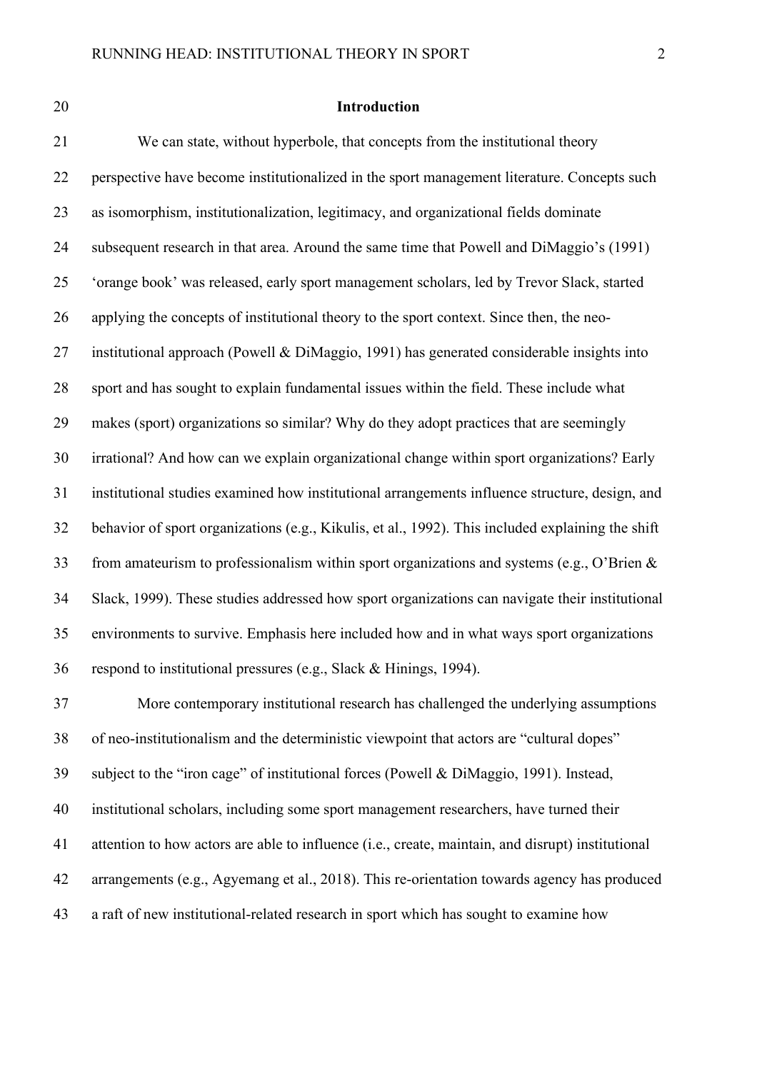## Introduction

We can state, without hyperbole, that concepts from the institutional theory perspective have become institutionalized in the sport management literature. Concepts such as isomorphism, institutionalization, legitimacy, and organizational fields dominate subsequent research in that area. Around the same time that Powell and DiMaggio's (1991) 'orange book' was released, early sport management scholars, led by Trevor Slack, started applying the concepts of institutional theory to the sport context. Since then, the neo-institutional approach (Powell & DiMaggio, 1991) has generated considerable insights into sport and has sought to explain fundamental issues within the field. These include what makes (sport) organizations so similar? Why do they adopt practices that are seemingly irrational? And how can we explain organizational change within sport organizations? Early institutional studies examined how institutional arrangements influence structure, design, and behavior of sport organizations (e.g., Kikulis, et al., 1992). This included explaining the shift from amateurism to professionalism within sport organizations and systems (e.g., O'Brien & Slack, 1999). These studies addressed how sport organizations can navigate their institutional environments to survive. Emphasis here included how and in what ways sport organizations respond to institutional pressures (e.g., Slack & Hinings, 1994).

More contemporary institutional research has challenged the underlying assumptions of neo-institutionalism and the deterministic viewpoint that actors are "cultural dopes" subject to the "iron cage" of institutional forces (Powell & DiMaggio, 1991). Instead, institutional scholars, including some sport management researchers, have turned their attention to how actors are able to influence (i.e., create, maintain, and disrupt) institutional arrangements (e.g., Agyemang et al., 2018). This re-orientation towards agency has produced a raft of new institutional-related research in sport which has sought to examine how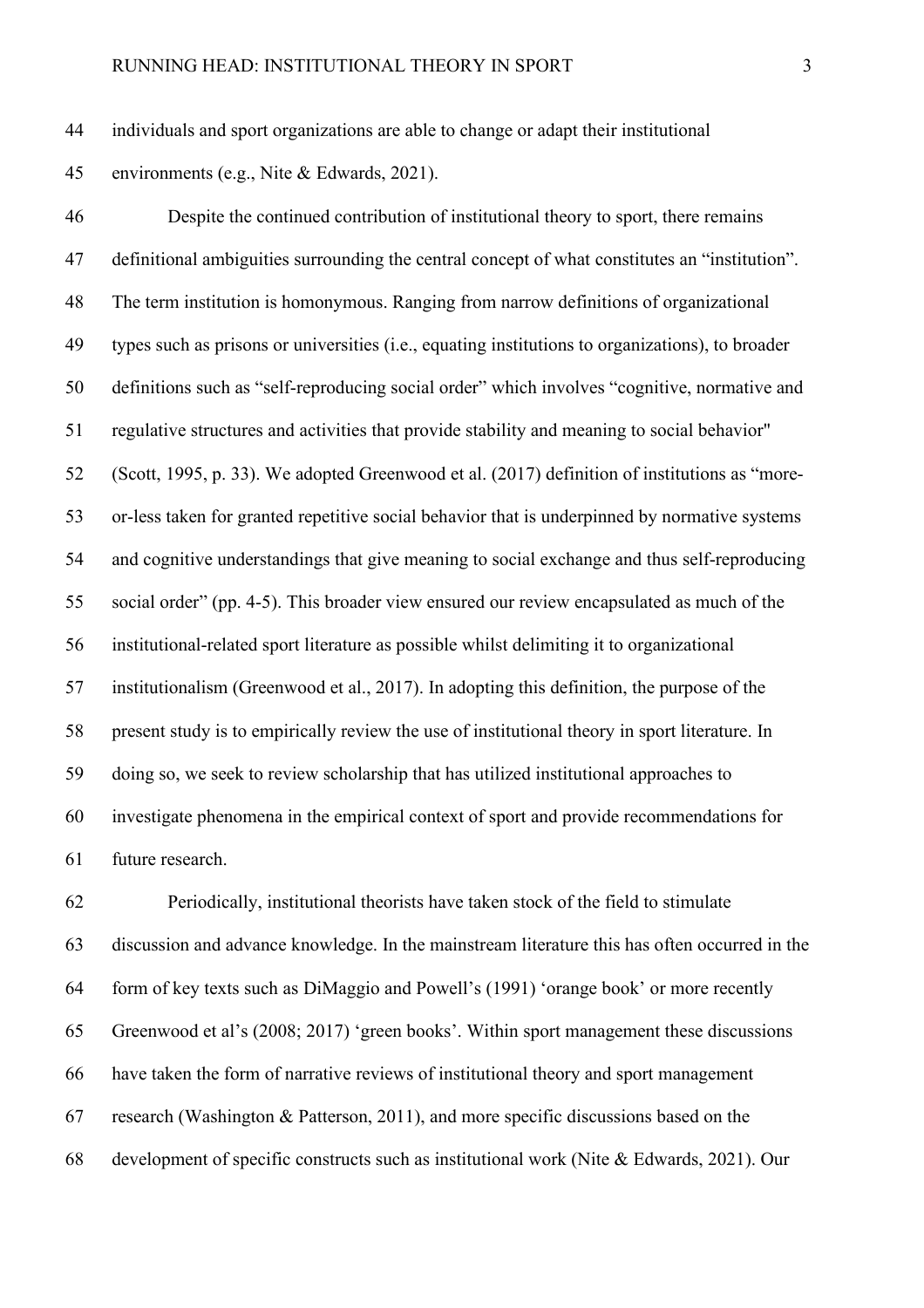individuals and sport organizations are able to change or adapt their institutional environments (e.g., Nite & Edwards, 2021).

Despite the continued contribution of institutional theory to sport, there remains definitional ambiguities surrounding the central concept of what constitutes an "institution". The term institution is homonymous. Ranging from narrow definitions of organizational types such as prisons or universities (i.e., equating institutions to organizations), to broader definitions such as "self-reproducing social order" which involves "cognitive, normative and regulative structures and activities that provide stability and meaning to social behavior" (Scott, 1995, p. 33). We adopted Greenwood et al. (2017) definition of institutions as "more-or-less taken for granted repetitive social behavior that is underpinned by normative systems and cognitive understandings that give meaning to social exchange and thus self-reproducing social order" (pp. 4-5). This broader view ensured our review encapsulated as much of the institutional-related sport literature as possible whilst delimiting it to organizational institutionalism (Greenwood et al., 2017). In adopting this definition, the purpose of the present study is to empirically review the use of institutional theory in sport literature. In doing so, we seek to review scholarship that has utilized institutional approaches to investigate phenomena in the empirical context of sport and provide recommendations for future research.

Periodically, institutional theorists have taken stock of the field to stimulate discussion and advance knowledge. In the mainstream literature this has often occurred in the form of key texts such as DiMaggio and Powell's (1991) 'orange book' or more recently Greenwood et al's (2008; 2017) 'green books'. Within sport management these discussions have taken the form of narrative reviews of institutional theory and sport management research (Washington & Patterson, 2011), and more specific discussions based on the development of specific constructs such as institutional work (Nite & Edwards, 2021). Our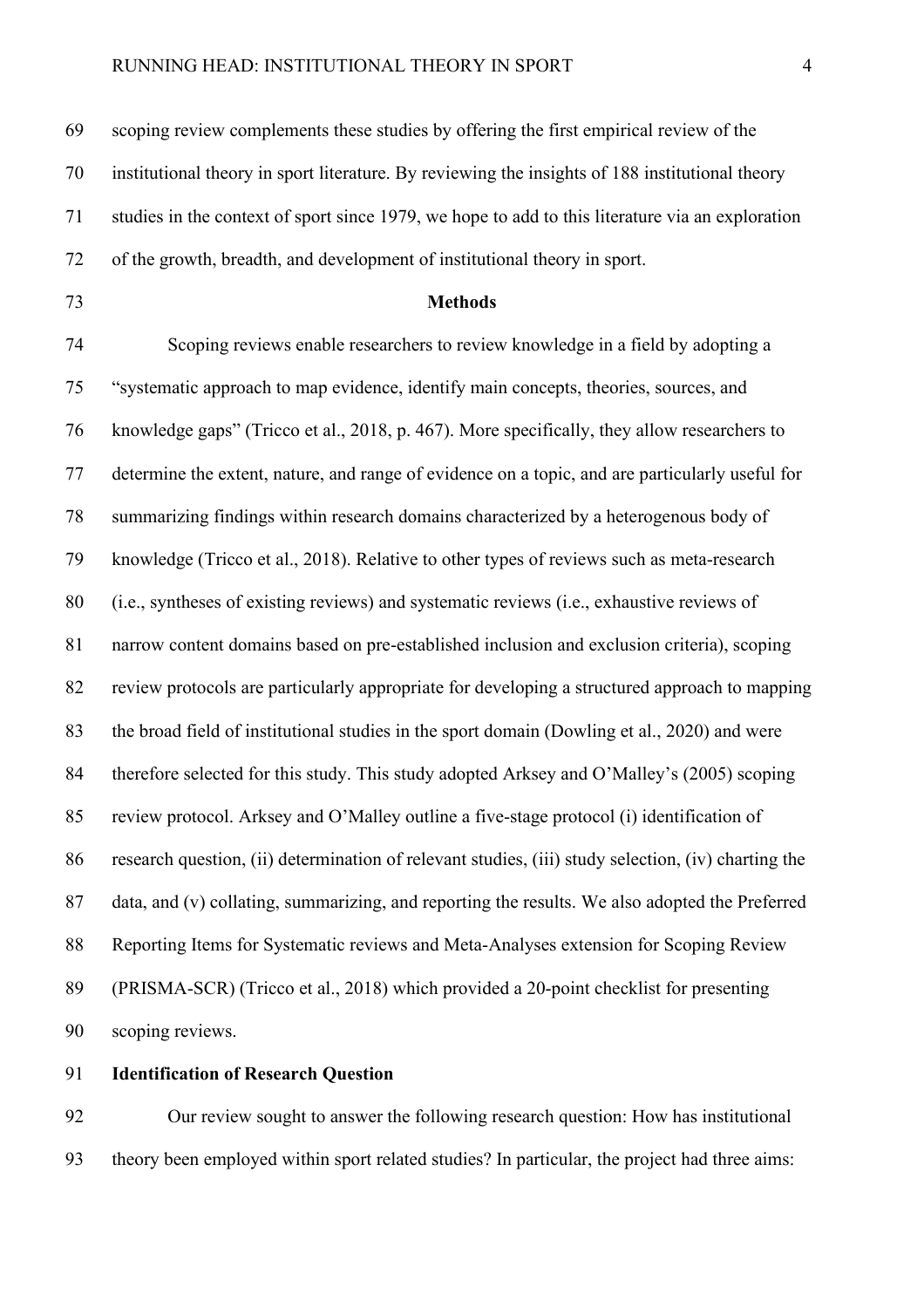scoping review complements these studies by offering the first empirical review of the institutional theory in sport literature. By reviewing the insights of 188 institutional theory studies in the context of sport since 1979, we hope to add to this literature via an exploration of the growth, breadth, and development of institutional theory in sport.

## Methods

Scoping reviews enable researchers to review knowledge in a field by adopting a "systematic approach to map evidence, identify main concepts, theories, sources, and knowledge gaps" (Tricco et al., 2018, p. 467). More specifically, they allow researchers to determine the extent, nature, and range of evidence on a topic, and are particularly useful for summarizing findings within research domains characterized by a heterogenous body of knowledge (Tricco et al., 2018). Relative to other types of reviews such as meta-research (i.e., syntheses of existing reviews) and systematic reviews (i.e., exhaustive reviews of narrow content domains based on pre-established inclusion and exclusion criteria), scoping review protocols are particularly appropriate for developing a structured approach to mapping the broad field of institutional studies in the sport domain (Dowling et al., 2020) and were therefore selected for this study. This study adopted Arksey and O'Malley's (2005) scoping review protocol. Arksey and O'Malley outline a five-stage protocol (i) identification of research question, (ii) determination of relevant studies, (iii) study selection, (iv) charting the data, and (v) collating, summarizing, and reporting the results. We also adopted the Preferred Reporting Items for Systematic reviews and Meta-Analyses extension for Scoping Review (PRISMA-SCR) (Tricco et al., 2018) which provided a 20-point checklist for presenting scoping reviews.

### Identification of Research Question

Our review sought to answer the following research question: How has institutional theory been employed within sport related studies? In particular, the project had three aims: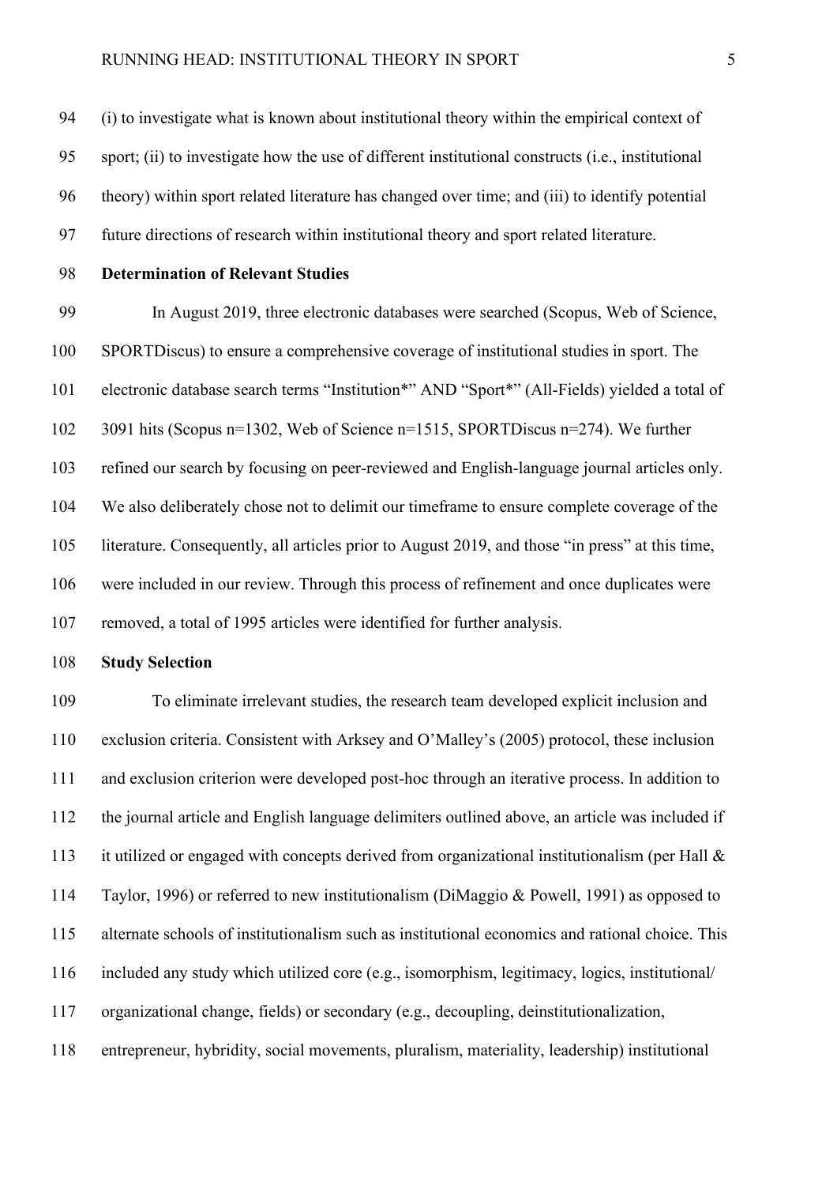(i) to investigate what is known about institutional theory within the empirical context of sport; (ii) to investigate how the use of different institutional constructs (i.e., institutional theory) within sport related literature has changed over time; and (iii) to identify potential future directions of research within institutional theory and sport related literature.

**Determination of Relevant Studies**

In August 2019, three electronic databases were searched (Scopus, Web of Science, SPORTDiscus) to ensure a comprehensive coverage of institutional studies in sport. The electronic database search terms "Institution*" AND "Sport*" (All-Fields) yielded a total of 3091 hits (Scopus n=1302, Web of Science n=1515, SPORTDiscus n=274). We further refined our search by focusing on peer-reviewed and English-language journal articles only. We also deliberately chose not to delimit our timeframe to ensure complete coverage of the literature. Consequently, all articles prior to August 2019, and those "in press" at this time, were included in our review. Through this process of refinement and once duplicates were removed, a total of 1995 articles were identified for further analysis.

**Study Selection**

To eliminate irrelevant studies, the research team developed explicit inclusion and exclusion criteria. Consistent with Arksey and O'Malley's (2005) protocol, these inclusion and exclusion criterion were developed post-hoc through an iterative process. In addition to the journal article and English language delimiters outlined above, an article was included if it utilized or engaged with concepts derived from organizational institutionalism (per Hall & Taylor, 1996) or referred to new institutionalism (DiMaggio & Powell, 1991) as opposed to alternate schools of institutionalism such as institutional economics and rational choice. This included any study which utilized core (e.g., isomorphism, legitimacy, logics, institutional/ organizational change, fields) or secondary (e.g., decoupling, deinstitutionalization, entrepreneur, hybridity, social movements, pluralism, materiality, leadership) institutional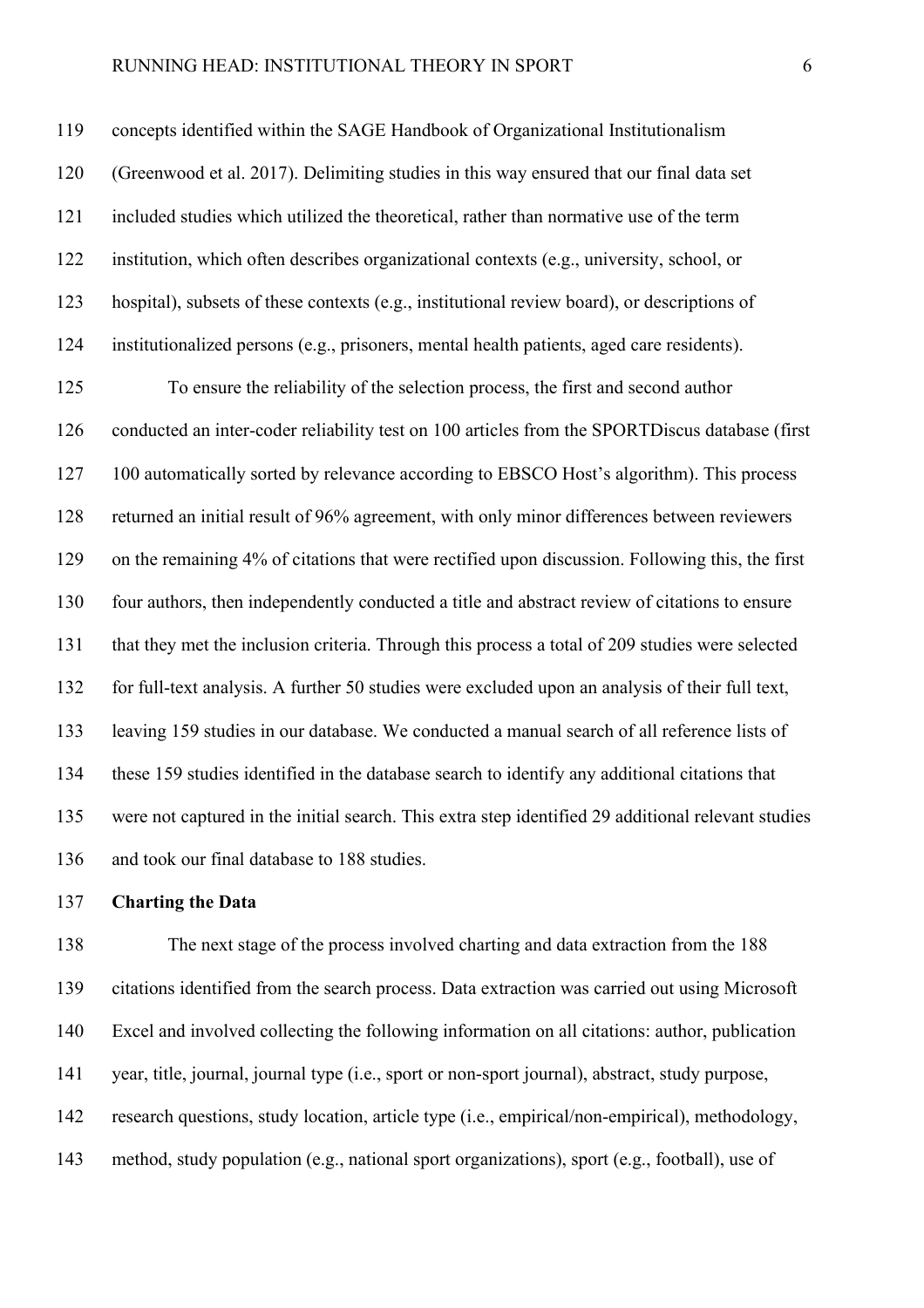concepts identified within the SAGE Handbook of Organizational Institutionalism (Greenwood et al. 2017). Delimiting studies in this way ensured that our final data set included studies which utilized the theoretical, rather than normative use of the term institution, which often describes organizational contexts (e.g., university, school, or hospital), subsets of these contexts (e.g., institutional review board), or descriptions of institutionalized persons (e.g., prisoners, mental health patients, aged care residents).

To ensure the reliability of the selection process, the first and second author conducted an inter-coder reliability test on 100 articles from the SPORTDiscus database (first 100 automatically sorted by relevance according to EBSCO Host's algorithm). This process returned an initial result of 96% agreement, with only minor differences between reviewers on the remaining 4% of citations that were rectified upon discussion. Following this, the first four authors, then independently conducted a title and abstract review of citations to ensure that they met the inclusion criteria. Through this process a total of 209 studies were selected for full-text analysis. A further 50 studies were excluded upon an analysis of their full text, leaving 159 studies in our database. We conducted a manual search of all reference lists of these 159 studies identified in the database search to identify any additional citations that were not captured in the initial search. This extra step identified 29 additional relevant studies and took our final database to 188 studies.

## Charting the Data

The next stage of the process involved charting and data extraction from the 188 citations identified from the search process. Data extraction was carried out using Microsoft Excel and involved collecting the following information on all citations: author, publication year, title, journal, journal type (i.e., sport or non-sport journal), abstract, study purpose, research questions, study location, article type (i.e., empirical/non-empirical), methodology, method, study population (e.g., national sport organizations), sport (e.g., football), use of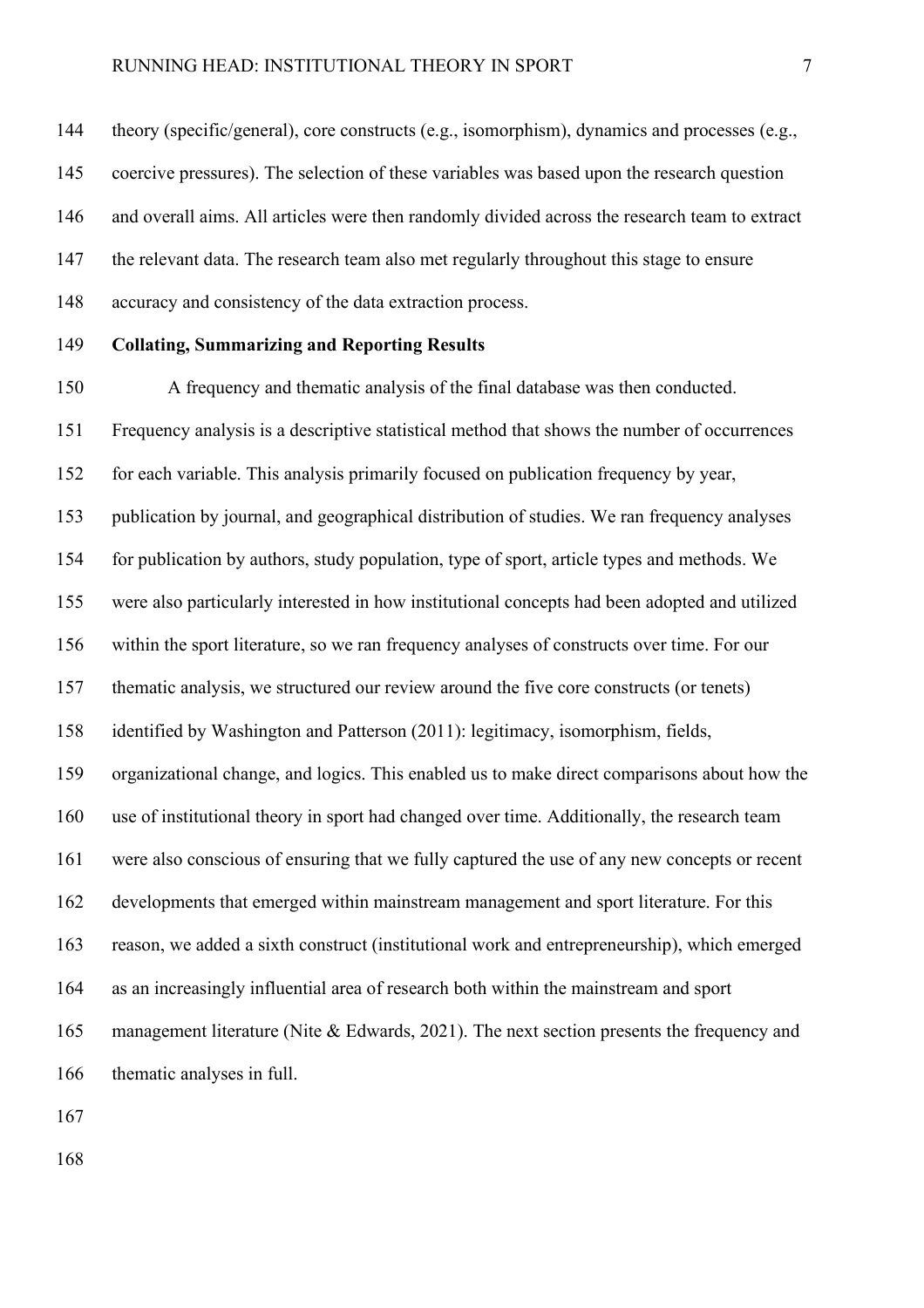theory (specific/general), core constructs (e.g., isomorphism), dynamics and processes (e.g., coercive pressures). The selection of these variables was based upon the research question and overall aims. All articles were then randomly divided across the research team to extract the relevant data. The research team also met regularly throughout this stage to ensure accuracy and consistency of the data extraction process.

### Collating, Summarizing and Reporting Results

A frequency and thematic analysis of the final database was then conducted. Frequency analysis is a descriptive statistical method that shows the number of occurrences for each variable. This analysis primarily focused on publication frequency by year, publication by journal, and geographical distribution of studies. We ran frequency analyses for publication by authors, study population, type of sport, article types and methods. We were also particularly interested in how institutional concepts had been adopted and utilized within the sport literature, so we ran frequency analyses of constructs over time. For our thematic analysis, we structured our review around the five core constructs (or tenets) identified by Washington and Patterson (2011): legitimacy, isomorphism, fields, organizational change, and logics. This enabled us to make direct comparisons about how the use of institutional theory in sport had changed over time. Additionally, the research team were also conscious of ensuring that we fully captured the use of any new concepts or recent developments that emerged within mainstream management and sport literature. For this reason, we added a sixth construct (institutional work and entrepreneurship), which emerged as an increasingly influential area of research both within the mainstream and sport management literature (Nite & Edwards, 2021). The next section presents the frequency and thematic analyses in full.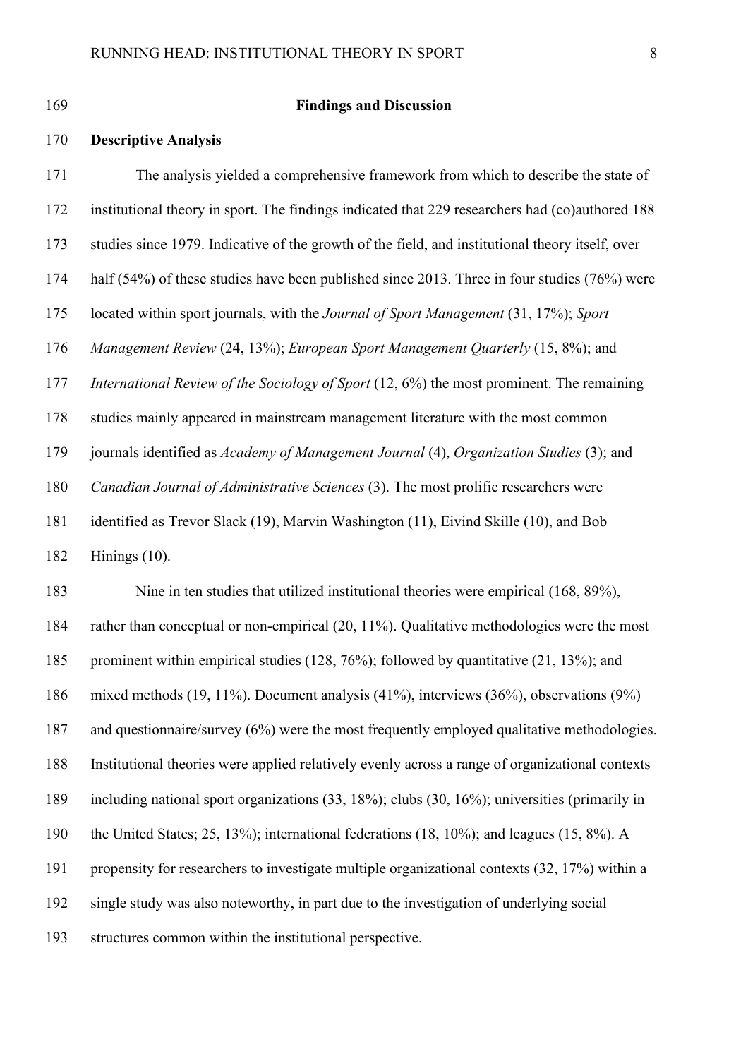## Findings and Discussion

### Descriptive Analysis

The analysis yielded a comprehensive framework from which to describe the state of institutional theory in sport. The findings indicated that 229 researchers had (co)authored 188 studies since 1979. Indicative of the growth of the field, and institutional theory itself, over half (54%) of these studies have been published since 2013. Three in four studies (76%) were located within sport journals, with the *Journal of Sport Management* (31, 17%); *Sport Management Review* (24, 13%); *European Sport Management Quarterly* (15, 8%); and *International Review of the Sociology of Sport* (12, 6%) the most prominent. The remaining studies mainly appeared in mainstream management literature with the most common journals identified as *Academy of Management Journal* (4), *Organization Studies* (3); and *Canadian Journal of Administrative Sciences* (3). The most prolific researchers were identified as Trevor Slack (19), Marvin Washington (11), Eivind Skille (10), and Bob Hinings (10).

Nine in ten studies that utilized institutional theories were empirical (168, 89%), rather than conceptual or non-empirical (20, 11%). Qualitative methodologies were the most prominent within empirical studies (128, 76%); followed by quantitative (21, 13%); and mixed methods (19, 11%). Document analysis (41%), interviews (36%), observations (9%) and questionnaire/survey (6%) were the most frequently employed qualitative methodologies. Institutional theories were applied relatively evenly across a range of organizational contexts including national sport organizations (33, 18%); clubs (30, 16%); universities (primarily in the United States; 25, 13%); international federations (18, 10%); and leagues (15, 8%). A propensity for researchers to investigate multiple organizational contexts (32, 17%) within a single study was also noteworthy, in part due to the investigation of underlying social structures common within the institutional perspective.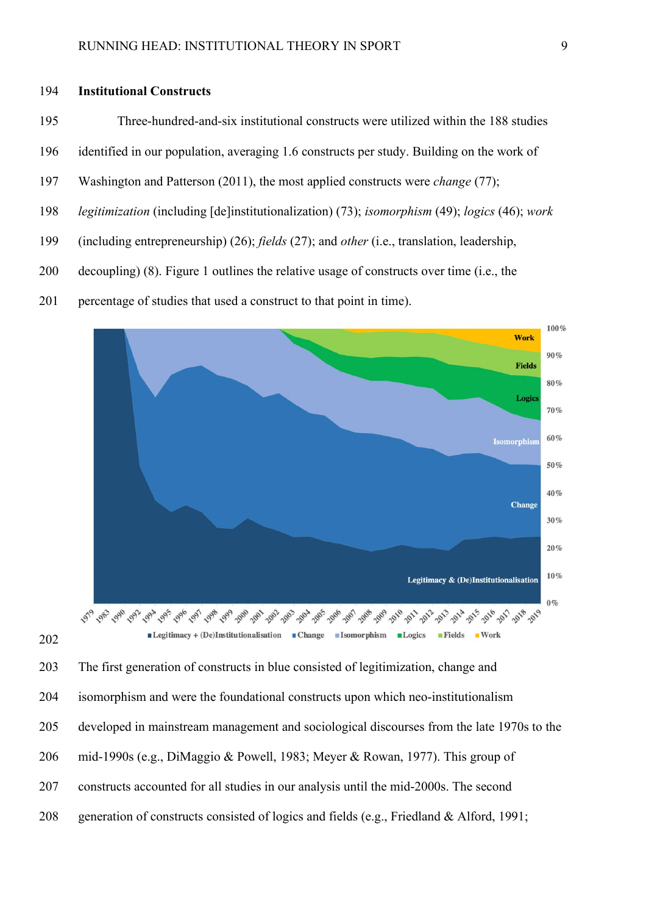**Institutional Constructs**

Three-hundred-and-six institutional constructs were utilized within the 188 studies identified in our population, averaging 1.6 constructs per study. Building on the work of Washington and Patterson (2011), the most applied constructs were *change* (77); *legitimization* (including [de]institutionalization) (73); *isomorphism* (49); *logics* (46); *work* (including entrepreneurship) (26); *fields* (27); and *other* (i.e., translation, leadership, decoupling) (8). Figure 1 outlines the relative usage of constructs over time (i.e., the percentage of studies that used a construct to that point in time).

The first generation of constructs in blue consisted of legitimization, change and isomorphism and were the foundational constructs upon which neo-institutionalism developed in mainstream management and sociological discourses from the late 1970s to the mid-1990s (e.g., DiMaggio & Powell, 1983; Meyer & Rowan, 1977). This group of constructs accounted for all studies in our analysis until the mid-2000s. The second generation of constructs consisted of logics and fields (e.g., Friedland & Alford, 1991;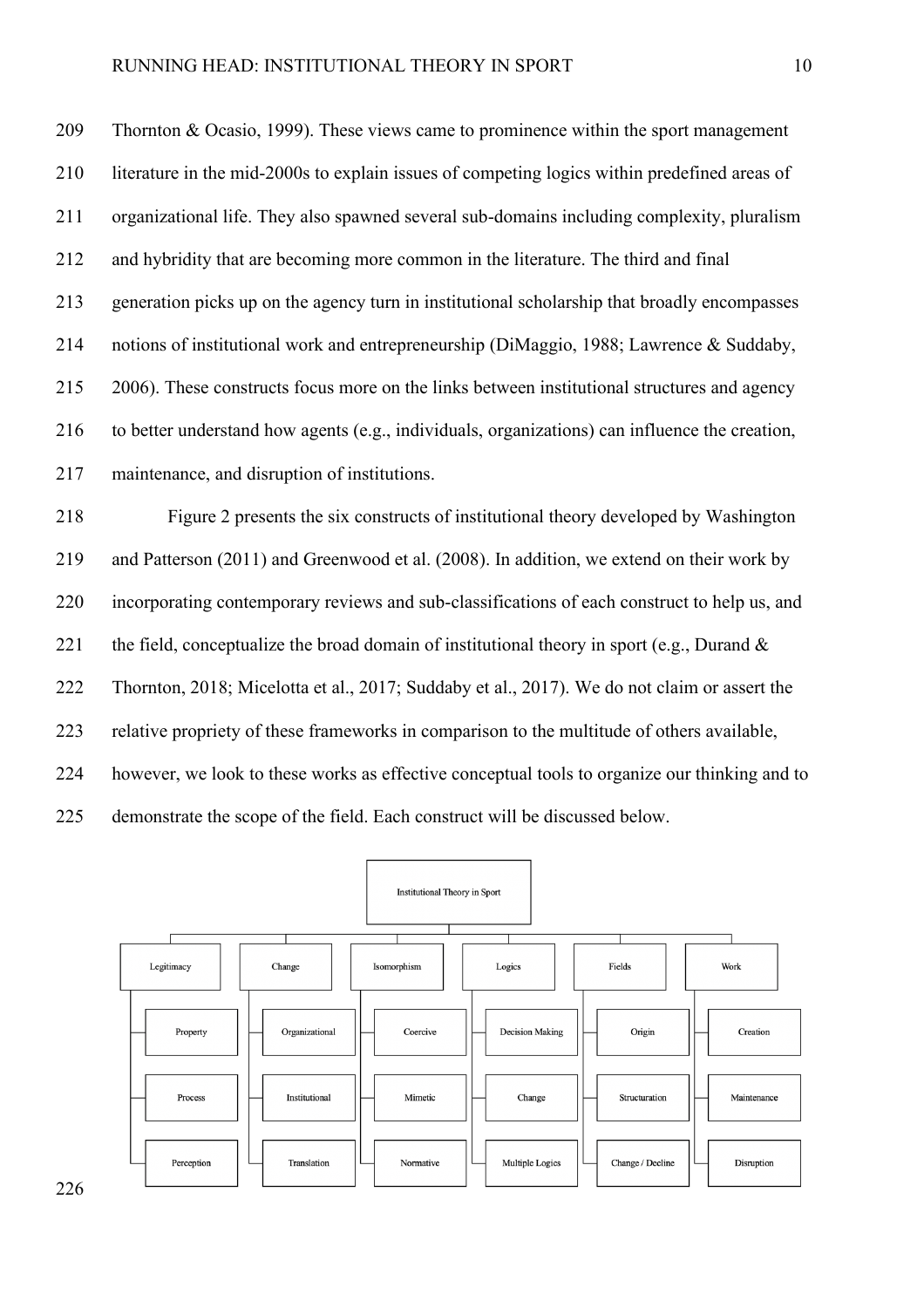Thornton & Ocasio, 1999). These views came to prominence within the sport management literature in the mid-2000s to explain issues of competing logics within predefined areas of organizational life. They also spawned several sub-domains including complexity, pluralism and hybridity that are becoming more common in the literature. The third and final generation picks up on the agency turn in institutional scholarship that broadly encompasses notions of institutional work and entrepreneurship (DiMaggio, 1988; Lawrence & Suddaby, 2006). These constructs focus more on the links between institutional structures and agency to better understand how agents (e.g., individuals, organizations) can influence the creation, maintenance, and disruption of institutions.

Figure 2 presents the six constructs of institutional theory developed by Washington and Patterson (2011) and Greenwood et al. (2008). In addition, we extend on their work by incorporating contemporary reviews and sub-classifications of each construct to help us, and the field, conceptualize the broad domain of institutional theory in sport (e.g., Durand & Thornton, 2018; Micelotta et al., 2017; Suddaby et al., 2017). We do not claim or assert the relative propriety of these frameworks in comparison to the multitude of others available, however, we look to these works as effective conceptual tools to organize our thinking and to demonstrate the scope of the field. Each construct will be discussed below.

**Institutional Theory in Sport**

| Legitimacy | Change | Isomorphism | Logics | Fields | Work |
|---|---|---|---|---|---|
| Property | Organizational | Coercive | Decision Making | Origin | Creation |
| Process | Institutional | Mimetic | Change | Structuration | Maintenance |
| Perception | Translation | Normative | Multiple Logics | Change / Decline | Disruption |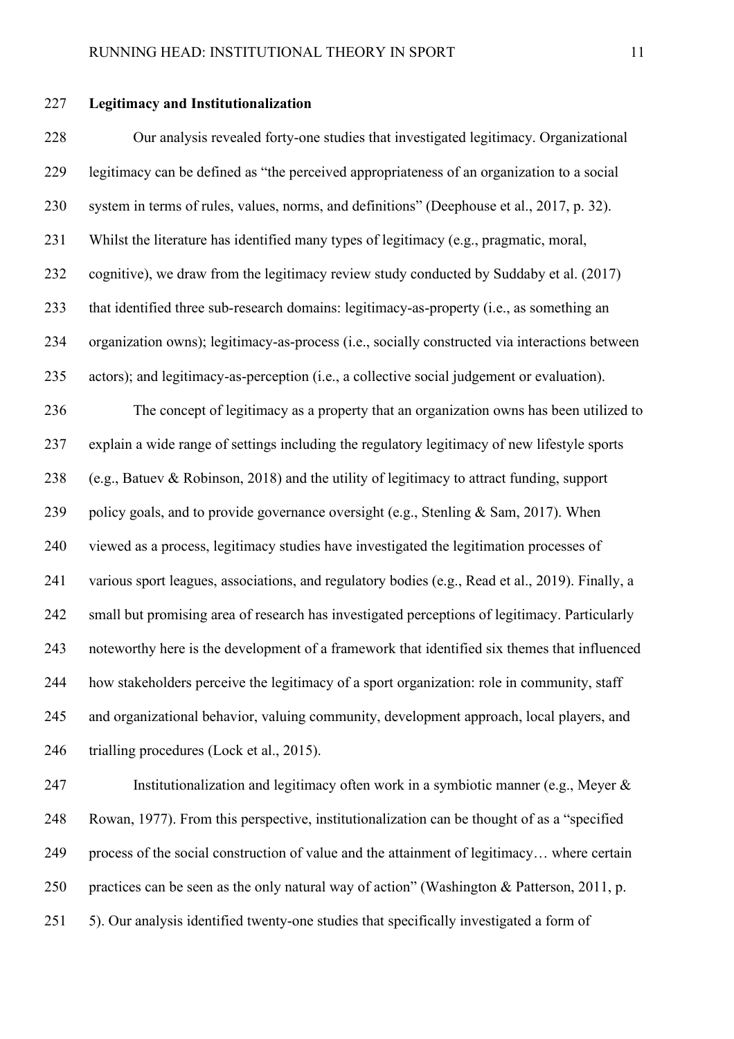**Legitimacy and Institutionalization**

Our analysis revealed forty-one studies that investigated legitimacy. Organizational legitimacy can be defined as "the perceived appropriateness of an organization to a social system in terms of rules, values, norms, and definitions" (Deephouse et al., 2017, p. 32). Whilst the literature has identified many types of legitimacy (e.g., pragmatic, moral, cognitive), we draw from the legitimacy review study conducted by Suddaby et al. (2017) that identified three sub-research domains: legitimacy-as-property (i.e., as something an organization owns); legitimacy-as-process (i.e., socially constructed via interactions between actors); and legitimacy-as-perception (i.e., a collective social judgement or evaluation).

The concept of legitimacy as a property that an organization owns has been utilized to explain a wide range of settings including the regulatory legitimacy of new lifestyle sports (e.g., Batuev & Robinson, 2018) and the utility of legitimacy to attract funding, support policy goals, and to provide governance oversight (e.g., Stenling & Sam, 2017). When viewed as a process, legitimacy studies have investigated the legitimation processes of various sport leagues, associations, and regulatory bodies (e.g., Read et al., 2019). Finally, a small but promising area of research has investigated perceptions of legitimacy. Particularly noteworthy here is the development of a framework that identified six themes that influenced how stakeholders perceive the legitimacy of a sport organization: role in community, staff and organizational behavior, valuing community, development approach, local players, and trialling procedures (Lock et al., 2015).

Institutionalization and legitimacy often work in a symbiotic manner (e.g., Meyer & Rowan, 1977). From this perspective, institutionalization can be thought of as a "specified process of the social construction of value and the attainment of legitimacy… where certain practices can be seen as the only natural way of action" (Washington & Patterson, 2011, p. 5). Our analysis identified twenty-one studies that specifically investigated a form of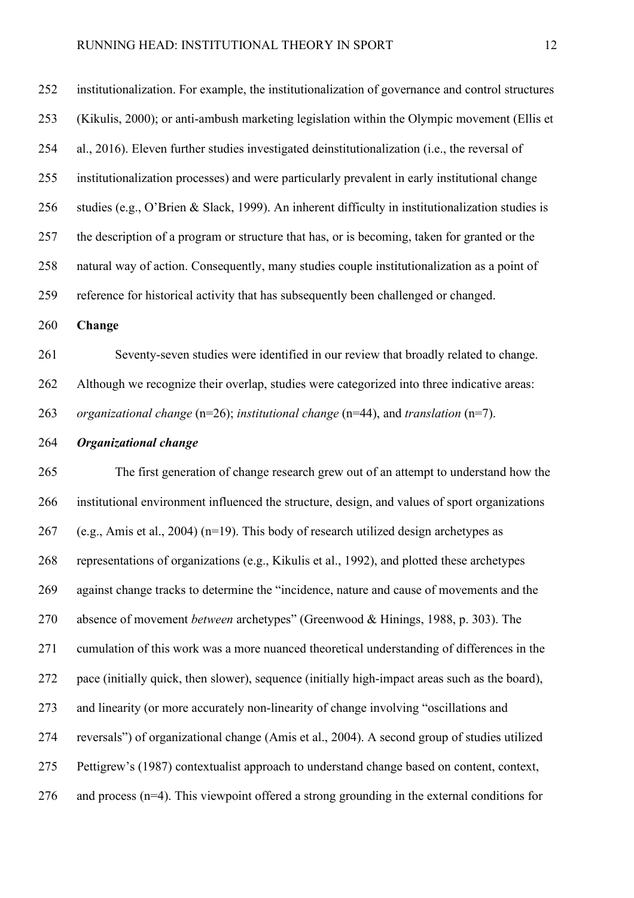institutionalization. For example, the institutionalization of governance and control structures (Kikulis, 2000); or anti-ambush marketing legislation within the Olympic movement (Ellis et al., 2016). Eleven further studies investigated deinstitutionalization (i.e., the reversal of institutionalization processes) and were particularly prevalent in early institutional change studies (e.g., O'Brien & Slack, 1999). An inherent difficulty in institutionalization studies is the description of a program or structure that has, or is becoming, taken for granted or the natural way of action. Consequently, many studies couple institutionalization as a point of reference for historical activity that has subsequently been challenged or changed.

## Change

Seventy-seven studies were identified in our review that broadly related to change. Although we recognize their overlap, studies were categorized into three indicative areas: *organizational change* (n=26); *institutional change* (n=44), and *translation* (n=7).

### *Organizational change*

The first generation of change research grew out of an attempt to understand how the institutional environment influenced the structure, design, and values of sport organizations (e.g., Amis et al., 2004) (n=19). This body of research utilized design archetypes as representations of organizations (e.g., Kikulis et al., 1992), and plotted these archetypes against change tracks to determine the "incidence, nature and cause of movements and the absence of movement *between* archetypes" (Greenwood & Hinings, 1988, p. 303). The cumulation of this work was a more nuanced theoretical understanding of differences in the pace (initially quick, then slower), sequence (initially high-impact areas such as the board), and linearity (or more accurately non-linearity of change involving "oscillations and reversals") of organizational change (Amis et al., 2004). A second group of studies utilized Pettigrew's (1987) contextualist approach to understand change based on content, context, and process (n=4). This viewpoint offered a strong grounding in the external conditions for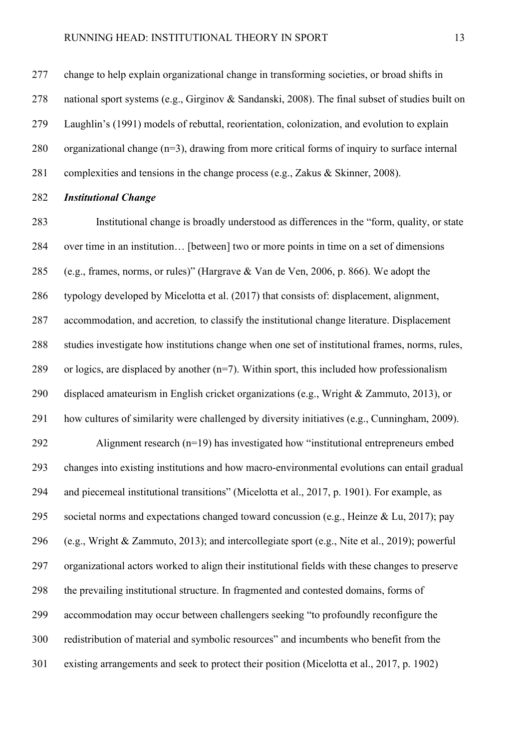change to help explain organizational change in transforming societies, or broad shifts in national sport systems (e.g., Girginov & Sandanski, 2008). The final subset of studies built on Laughlin's (1991) models of rebuttal, reorientation, colonization, and evolution to explain organizational change (n=3), drawing from more critical forms of inquiry to surface internal complexities and tensions in the change process (e.g., Zakus & Skinner, 2008).

### *Institutional Change*

Institutional change is broadly understood as differences in the "form, quality, or state over time in an institution… [between] two or more points in time on a set of dimensions (e.g., frames, norms, or rules)" (Hargrave & Van de Ven, 2006, p. 866). We adopt the typology developed by Micelotta et al. (2017) that consists of: displacement, alignment, accommodation, and accretion*,* to classify the institutional change literature. Displacement studies investigate how institutions change when one set of institutional frames, norms, rules, or logics, are displaced by another (n=7). Within sport, this included how professionalism displaced amateurism in English cricket organizations (e.g., Wright & Zammuto, 2013), or how cultures of similarity were challenged by diversity initiatives (e.g., Cunningham, 2009).

Alignment research (n=19) has investigated how "institutional entrepreneurs embed changes into existing institutions and how macro-environmental evolutions can entail gradual and piecemeal institutional transitions" (Micelotta et al., 2017, p. 1901). For example, as societal norms and expectations changed toward concussion (e.g., Heinze & Lu, 2017); pay (e.g., Wright & Zammuto, 2013); and intercollegiate sport (e.g., Nite et al., 2019); powerful organizational actors worked to align their institutional fields with these changes to preserve the prevailing institutional structure. In fragmented and contested domains, forms of accommodation may occur between challengers seeking "to profoundly reconfigure the redistribution of material and symbolic resources" and incumbents who benefit from the existing arrangements and seek to protect their position (Micelotta et al., 2017, p. 1902)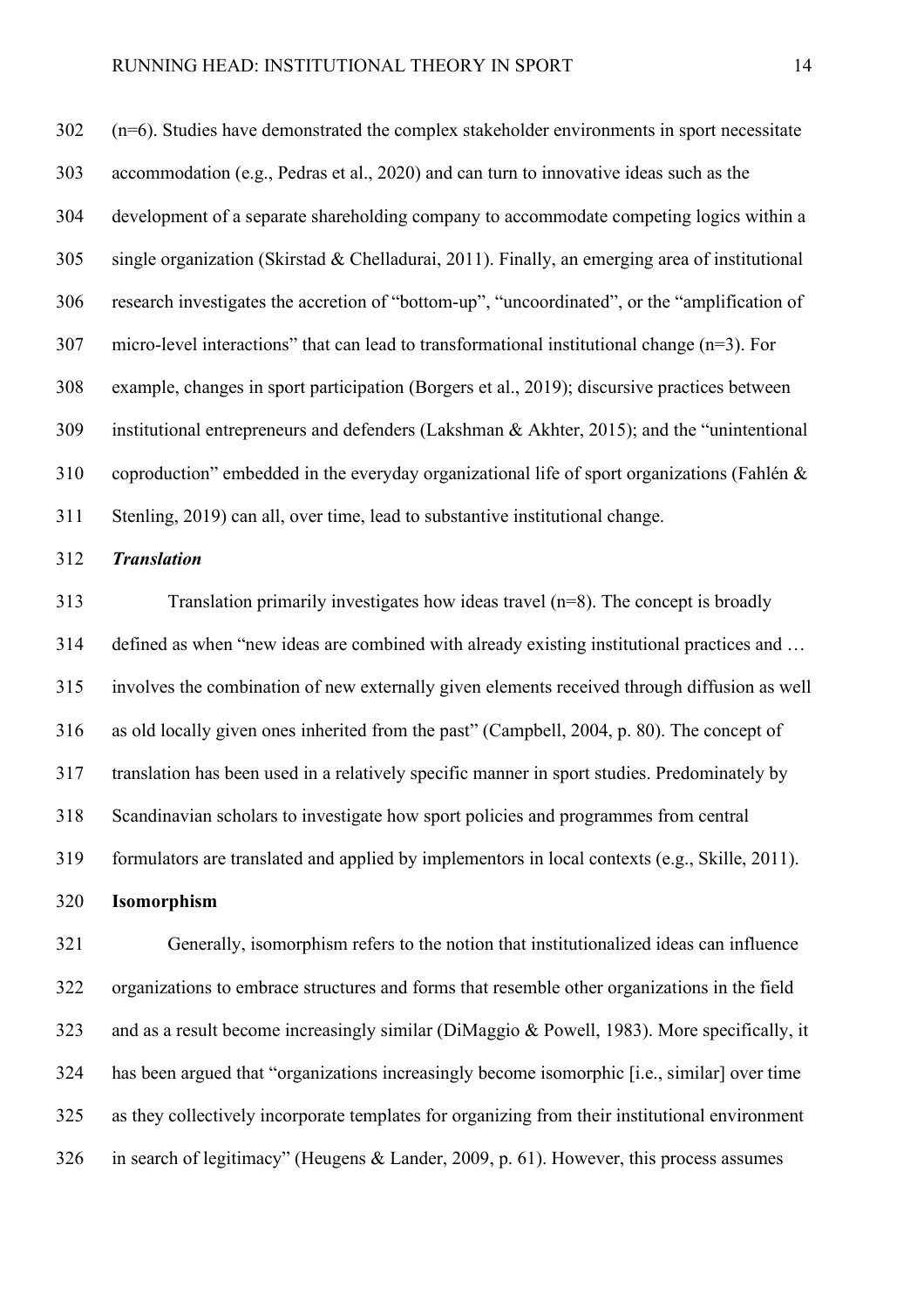(n=6). Studies have demonstrated the complex stakeholder environments in sport necessitate accommodation (e.g., Pedras et al., 2020) and can turn to innovative ideas such as the development of a separate shareholding company to accommodate competing logics within a single organization (Skirstad & Chelladurai, 2011). Finally, an emerging area of institutional research investigates the accretion of "bottom-up", "uncoordinated", or the "amplification of micro-level interactions" that can lead to transformational institutional change (n=3). For example, changes in sport participation (Borgers et al., 2019); discursive practices between institutional entrepreneurs and defenders (Lakshman & Akhter, 2015); and the "unintentional coproduction" embedded in the everyday organizational life of sport organizations (Fahlén & Stenling, 2019) can all, over time, lead to substantive institutional change.

### *Translation*

Translation primarily investigates how ideas travel (n=8). The concept is broadly defined as when "new ideas are combined with already existing institutional practices and … involves the combination of new externally given elements received through diffusion as well as old locally given ones inherited from the past" (Campbell, 2004, p. 80). The concept of translation has been used in a relatively specific manner in sport studies. Predominately by Scandinavian scholars to investigate how sport policies and programmes from central formulators are translated and applied by implementors in local contexts (e.g., Skille, 2011).

## Isomorphism

Generally, isomorphism refers to the notion that institutionalized ideas can influence organizations to embrace structures and forms that resemble other organizations in the field and as a result become increasingly similar (DiMaggio & Powell, 1983). More specifically, it has been argued that "organizations increasingly become isomorphic [i.e., similar] over time as they collectively incorporate templates for organizing from their institutional environment in search of legitimacy" (Heugens & Lander, 2009, p. 61). However, this process assumes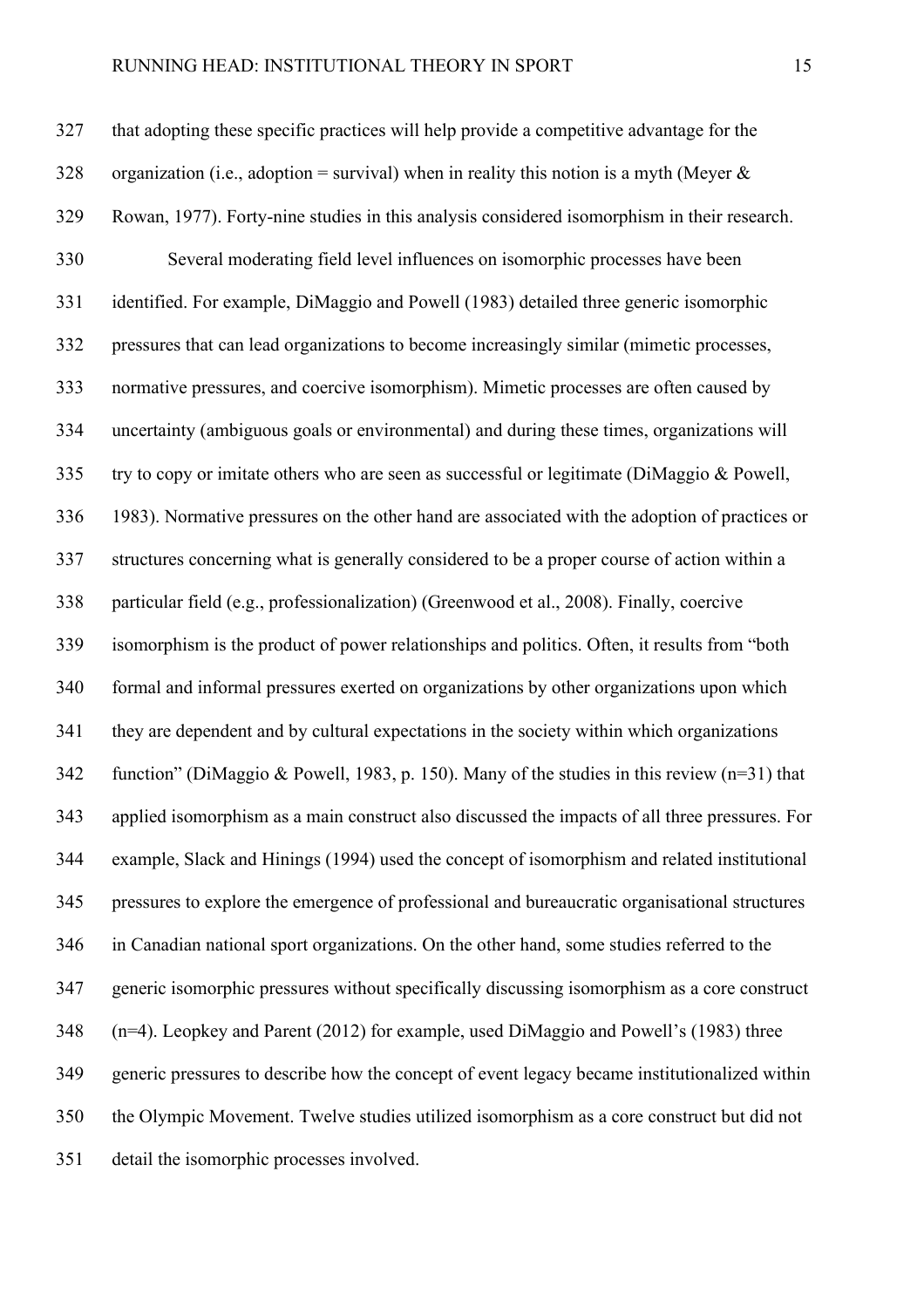that adopting these specific practices will help provide a competitive advantage for the organization (i.e., adoption = survival) when in reality this notion is a myth (Meyer & Rowan, 1977). Forty-nine studies in this analysis considered isomorphism in their research.

Several moderating field level influences on isomorphic processes have been identified. For example, DiMaggio and Powell (1983) detailed three generic isomorphic pressures that can lead organizations to become increasingly similar (mimetic processes, normative pressures, and coercive isomorphism). Mimetic processes are often caused by uncertainty (ambiguous goals or environmental) and during these times, organizations will try to copy or imitate others who are seen as successful or legitimate (DiMaggio & Powell, 1983). Normative pressures on the other hand are associated with the adoption of practices or structures concerning what is generally considered to be a proper course of action within a particular field (e.g., professionalization) (Greenwood et al., 2008). Finally, coercive isomorphism is the product of power relationships and politics. Often, it results from "both formal and informal pressures exerted on organizations by other organizations upon which they are dependent and by cultural expectations in the society within which organizations function" (DiMaggio & Powell, 1983, p. 150). Many of the studies in this review (n=31) that applied isomorphism as a main construct also discussed the impacts of all three pressures. For example, Slack and Hinings (1994) used the concept of isomorphism and related institutional pressures to explore the emergence of professional and bureaucratic organisational structures in Canadian national sport organizations. On the other hand, some studies referred to the generic isomorphic pressures without specifically discussing isomorphism as a core construct (n=4). Leopkey and Parent (2012) for example, used DiMaggio and Powell's (1983) three generic pressures to describe how the concept of event legacy became institutionalized within the Olympic Movement. Twelve studies utilized isomorphism as a core construct but did not detail the isomorphic processes involved.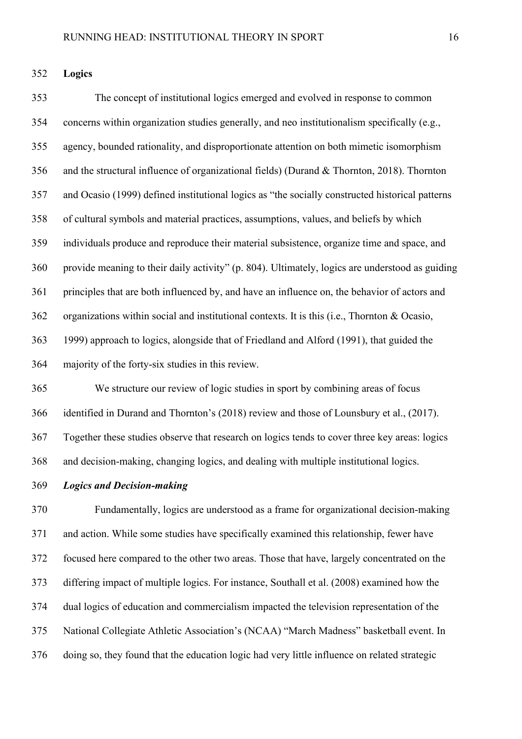## Logics

The concept of institutional logics emerged and evolved in response to common concerns within organization studies generally, and neo institutionalism specifically (e.g., agency, bounded rationality, and disproportionate attention on both mimetic isomorphism and the structural influence of organizational fields) (Durand & Thornton, 2018). Thornton and Ocasio (1999) defined institutional logics as "the socially constructed historical patterns of cultural symbols and material practices, assumptions, values, and beliefs by which individuals produce and reproduce their material subsistence, organize time and space, and provide meaning to their daily activity" (p. 804). Ultimately, logics are understood as guiding principles that are both influenced by, and have an influence on, the behavior of actors and organizations within social and institutional contexts. It is this (i.e., Thornton & Ocasio, 1999) approach to logics, alongside that of Friedland and Alford (1991), that guided the majority of the forty-six studies in this review.

We structure our review of logic studies in sport by combining areas of focus identified in Durand and Thornton's (2018) review and those of Lounsbury et al., (2017). Together these studies observe that research on logics tends to cover three key areas: logics and decision-making, changing logics, and dealing with multiple institutional logics.

### *Logics and Decision-making*

Fundamentally, logics are understood as a frame for organizational decision-making and action. While some studies have specifically examined this relationship, fewer have focused here compared to the other two areas. Those that have, largely concentrated on the differing impact of multiple logics. For instance, Southall et al. (2008) examined how the dual logics of education and commercialism impacted the television representation of the National Collegiate Athletic Association's (NCAA) "March Madness" basketball event. In doing so, they found that the education logic had very little influence on related strategic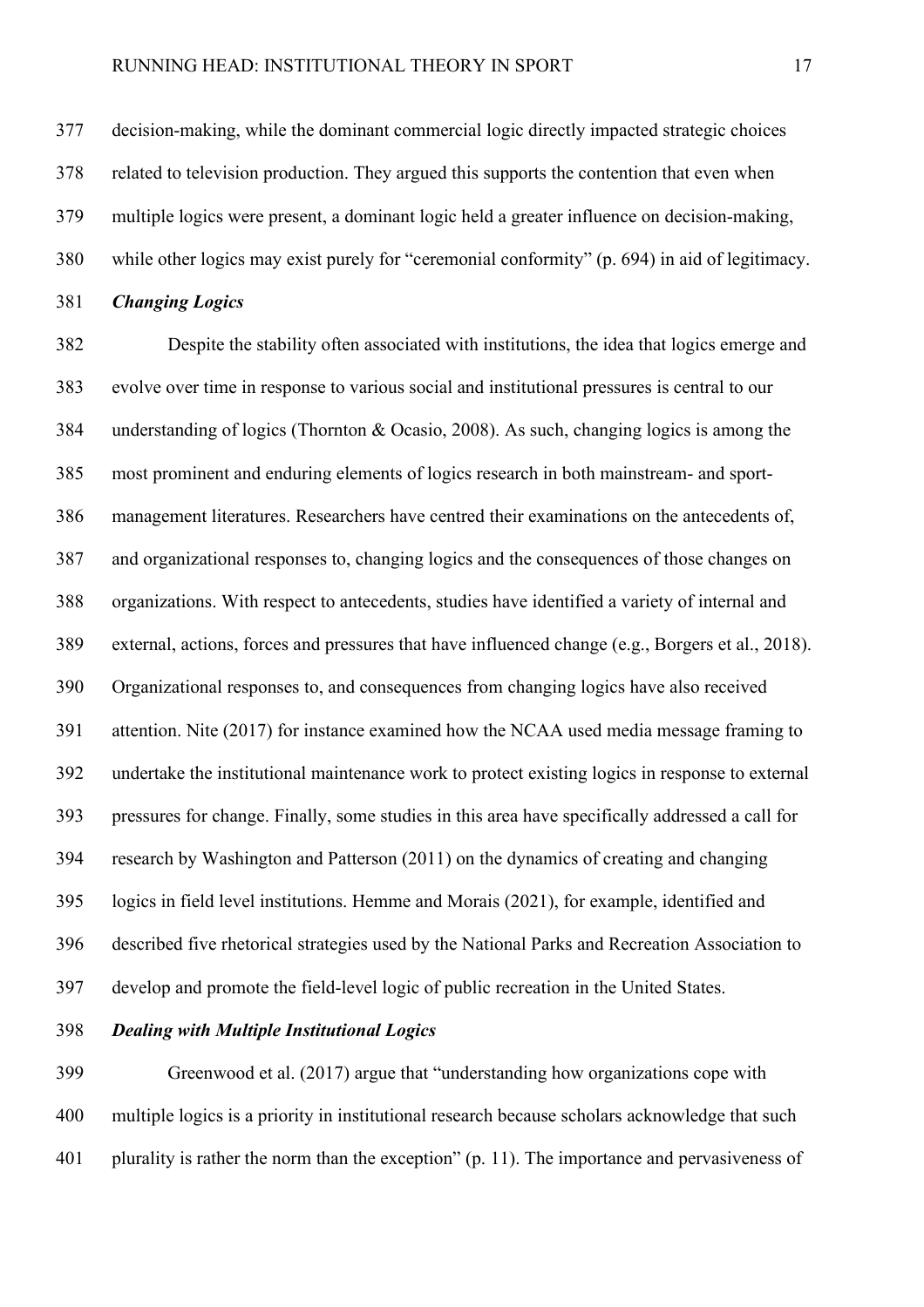decision-making, while the dominant commercial logic directly impacted strategic choices related to television production. They argued this supports the contention that even when multiple logics were present, a dominant logic held a greater influence on decision-making, while other logics may exist purely for "ceremonial conformity" (p. 694) in aid of legitimacy.

### *Changing Logics*

Despite the stability often associated with institutions, the idea that logics emerge and evolve over time in response to various social and institutional pressures is central to our understanding of logics (Thornton & Ocasio, 2008). As such, changing logics is among the most prominent and enduring elements of logics research in both mainstream- and sport-management literatures. Researchers have centred their examinations on the antecedents of, and organizational responses to, changing logics and the consequences of those changes on organizations. With respect to antecedents, studies have identified a variety of internal and external, actions, forces and pressures that have influenced change (e.g., Borgers et al., 2018). Organizational responses to, and consequences from changing logics have also received attention. Nite (2017) for instance examined how the NCAA used media message framing to undertake the institutional maintenance work to protect existing logics in response to external pressures for change. Finally, some studies in this area have specifically addressed a call for research by Washington and Patterson (2011) on the dynamics of creating and changing logics in field level institutions. Hemme and Morais (2021), for example, identified and described five rhetorical strategies used by the National Parks and Recreation Association to develop and promote the field-level logic of public recreation in the United States.

### *Dealing with Multiple Institutional Logics*

Greenwood et al. (2017) argue that "understanding how organizations cope with multiple logics is a priority in institutional research because scholars acknowledge that such plurality is rather the norm than the exception" (p. 11). The importance and pervasiveness of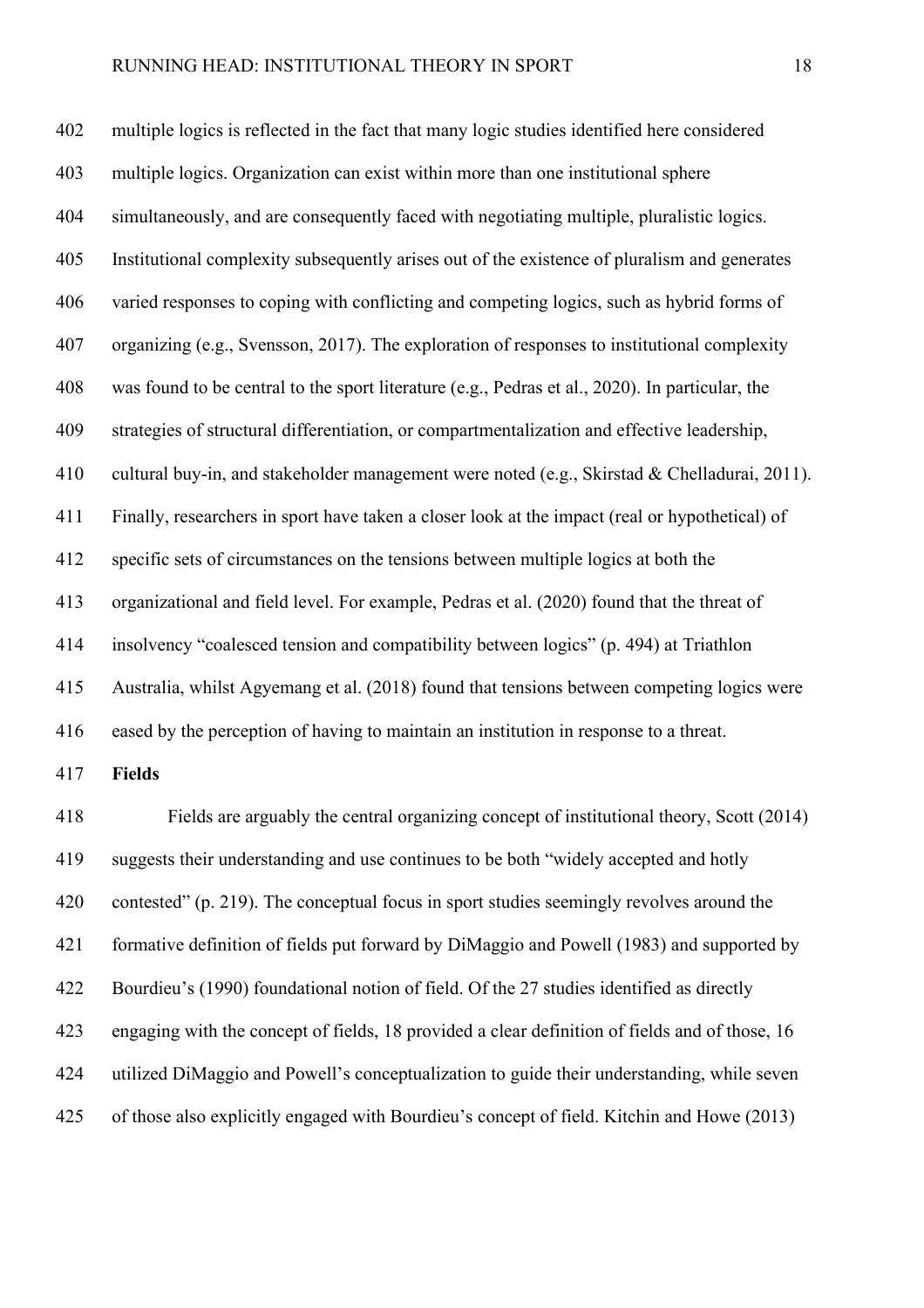multiple logics is reflected in the fact that many logic studies identified here considered multiple logics. Organization can exist within more than one institutional sphere simultaneously, and are consequently faced with negotiating multiple, pluralistic logics. Institutional complexity subsequently arises out of the existence of pluralism and generates varied responses to coping with conflicting and competing logics, such as hybrid forms of organizing (e.g., Svensson, 2017). The exploration of responses to institutional complexity was found to be central to the sport literature (e.g., Pedras et al., 2020). In particular, the strategies of structural differentiation, or compartmentalization and effective leadership, cultural buy-in, and stakeholder management were noted (e.g., Skirstad & Chelladurai, 2011). Finally, researchers in sport have taken a closer look at the impact (real or hypothetical) of specific sets of circumstances on the tensions between multiple logics at both the organizational and field level. For example, Pedras et al. (2020) found that the threat of insolvency "coalesced tension and compatibility between logics" (p. 494) at Triathlon Australia, whilst Agyemang et al. (2018) found that tensions between competing logics were eased by the perception of having to maintain an institution in response to a threat.

**Fields**

Fields are arguably the central organizing concept of institutional theory, Scott (2014) suggests their understanding and use continues to be both "widely accepted and hotly contested" (p. 219). The conceptual focus in sport studies seemingly revolves around the formative definition of fields put forward by DiMaggio and Powell (1983) and supported by Bourdieu's (1990) foundational notion of field. Of the 27 studies identified as directly engaging with the concept of fields, 18 provided a clear definition of fields and of those, 16 utilized DiMaggio and Powell's conceptualization to guide their understanding, while seven of those also explicitly engaged with Bourdieu's concept of field. Kitchin and Howe (2013)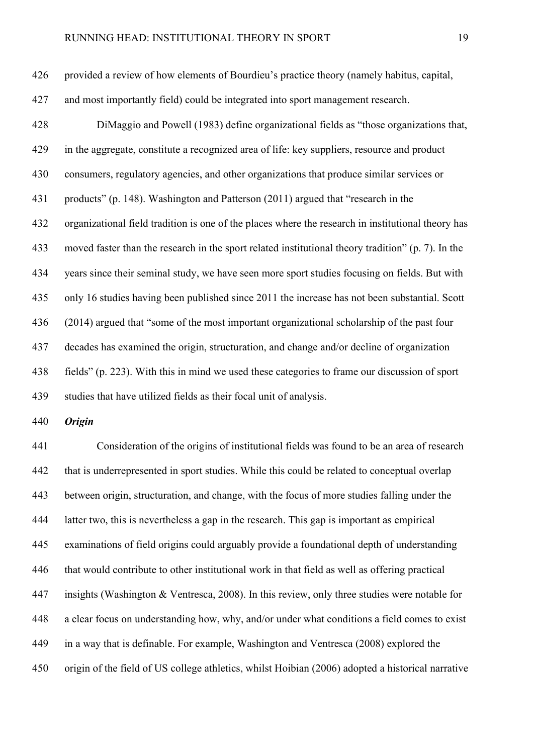provided a review of how elements of Bourdieu's practice theory (namely habitus, capital, and most importantly field) could be integrated into sport management research.

DiMaggio and Powell (1983) define organizational fields as "those organizations that, in the aggregate, constitute a recognized area of life: key suppliers, resource and product consumers, regulatory agencies, and other organizations that produce similar services or products" (p. 148). Washington and Patterson (2011) argued that "research in the organizational field tradition is one of the places where the research in institutional theory has moved faster than the research in the sport related institutional theory tradition" (p. 7). In the years since their seminal study, we have seen more sport studies focusing on fields. But with only 16 studies having been published since 2011 the increase has not been substantial. Scott (2014) argued that "some of the most important organizational scholarship of the past four decades has examined the origin, structuration, and change and/or decline of organization fields" (p. 223). With this in mind we used these categories to frame our discussion of sport studies that have utilized fields as their focal unit of analysis.

***Origin***

Consideration of the origins of institutional fields was found to be an area of research that is underrepresented in sport studies. While this could be related to conceptual overlap between origin, structuration, and change, with the focus of more studies falling under the latter two, this is nevertheless a gap in the research. This gap is important as empirical examinations of field origins could arguably provide a foundational depth of understanding that would contribute to other institutional work in that field as well as offering practical insights (Washington & Ventresca, 2008). In this review, only three studies were notable for a clear focus on understanding how, why, and/or under what conditions a field comes to exist in a way that is definable. For example, Washington and Ventresca (2008) explored the origin of the field of US college athletics, whilst Hoibian (2006) adopted a historical narrative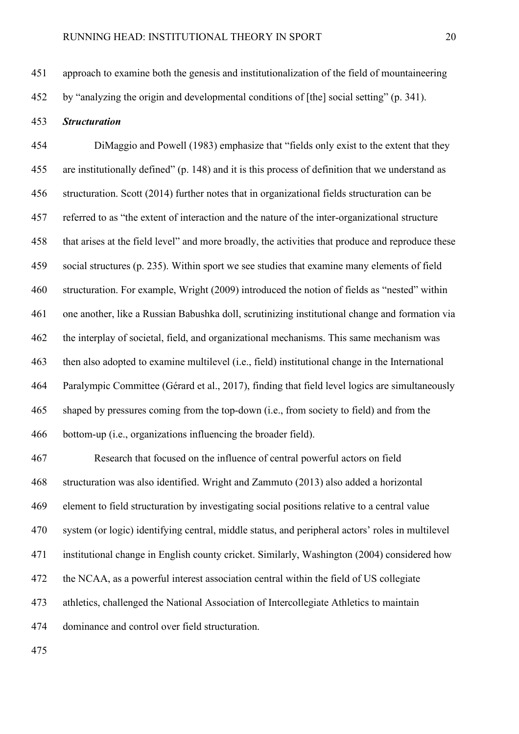approach to examine both the genesis and institutionalization of the field of mountaineering by "analyzing the origin and developmental conditions of [the] social setting" (p. 341).

### *Structuration*

DiMaggio and Powell (1983) emphasize that "fields only exist to the extent that they are institutionally defined" (p. 148) and it is this process of definition that we understand as structuration. Scott (2014) further notes that in organizational fields structuration can be referred to as "the extent of interaction and the nature of the inter-organizational structure that arises at the field level" and more broadly, the activities that produce and reproduce these social structures (p. 235). Within sport we see studies that examine many elements of field structuration. For example, Wright (2009) introduced the notion of fields as "nested" within one another, like a Russian Babushka doll, scrutinizing institutional change and formation via the interplay of societal, field, and organizational mechanisms. This same mechanism was then also adopted to examine multilevel (i.e., field) institutional change in the International Paralympic Committee (Gérard et al., 2017), finding that field level logics are simultaneously shaped by pressures coming from the top-down (i.e., from society to field) and from the bottom-up (i.e., organizations influencing the broader field).

Research that focused on the influence of central powerful actors on field structuration was also identified. Wright and Zammuto (2013) also added a horizontal element to field structuration by investigating social positions relative to a central value system (or logic) identifying central, middle status, and peripheral actors' roles in multilevel institutional change in English county cricket. Similarly, Washington (2004) considered how the NCAA, as a powerful interest association central within the field of US collegiate athletics, challenged the National Association of Intercollegiate Athletics to maintain dominance and control over field structuration.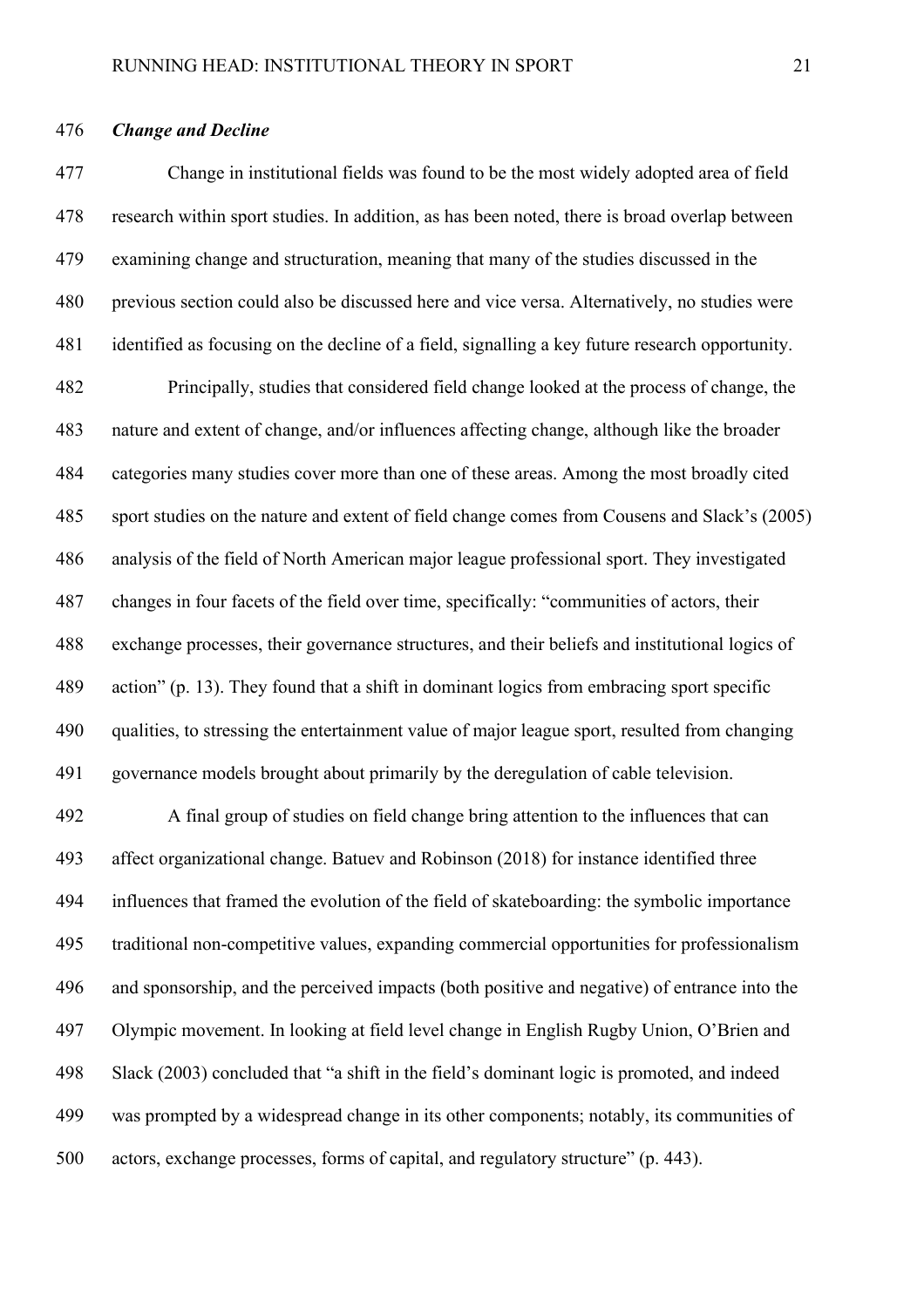### *Change and Decline*

Change in institutional fields was found to be the most widely adopted area of field research within sport studies. In addition, as has been noted, there is broad overlap between examining change and structuration, meaning that many of the studies discussed in the previous section could also be discussed here and vice versa. Alternatively, no studies were identified as focusing on the decline of a field, signalling a key future research opportunity.

Principally, studies that considered field change looked at the process of change, the nature and extent of change, and/or influences affecting change, although like the broader categories many studies cover more than one of these areas. Among the most broadly cited sport studies on the nature and extent of field change comes from Cousens and Slack's (2005) analysis of the field of North American major league professional sport. They investigated changes in four facets of the field over time, specifically: "communities of actors, their exchange processes, their governance structures, and their beliefs and institutional logics of action" (p. 13). They found that a shift in dominant logics from embracing sport specific qualities, to stressing the entertainment value of major league sport, resulted from changing governance models brought about primarily by the deregulation of cable television.

A final group of studies on field change bring attention to the influences that can affect organizational change. Batuev and Robinson (2018) for instance identified three influences that framed the evolution of the field of skateboarding: the symbolic importance traditional non-competitive values, expanding commercial opportunities for professionalism and sponsorship, and the perceived impacts (both positive and negative) of entrance into the Olympic movement. In looking at field level change in English Rugby Union, O'Brien and Slack (2003) concluded that "a shift in the field's dominant logic is promoted, and indeed was prompted by a widespread change in its other components; notably, its communities of actors, exchange processes, forms of capital, and regulatory structure" (p. 443).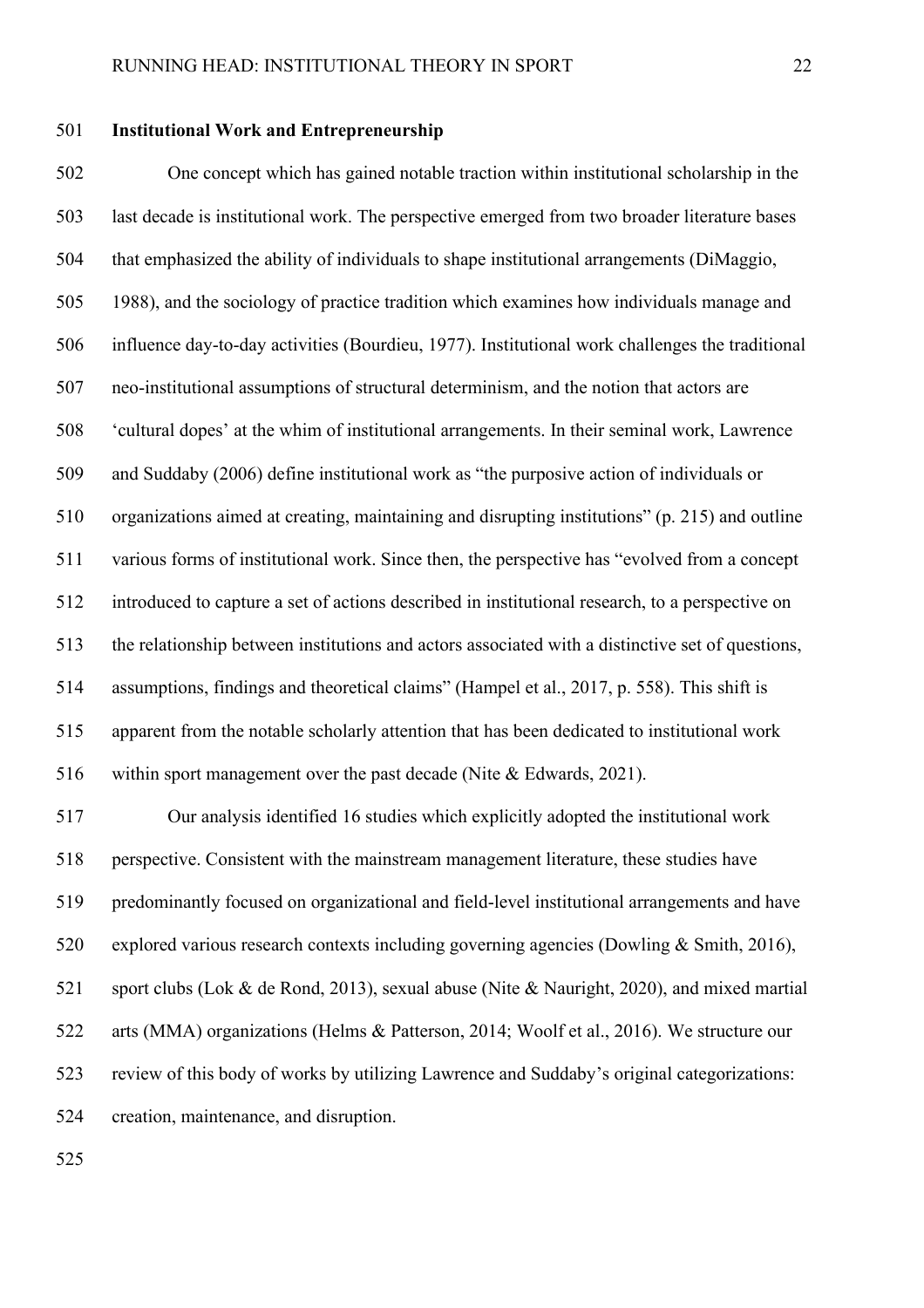**Institutional Work and Entrepreneurship**

One concept which has gained notable traction within institutional scholarship in the last decade is institutional work. The perspective emerged from two broader literature bases that emphasized the ability of individuals to shape institutional arrangements (DiMaggio, 1988), and the sociology of practice tradition which examines how individuals manage and influence day-to-day activities (Bourdieu, 1977). Institutional work challenges the traditional neo-institutional assumptions of structural determinism, and the notion that actors are 'cultural dopes' at the whim of institutional arrangements. In their seminal work, Lawrence and Suddaby (2006) define institutional work as "the purposive action of individuals or organizations aimed at creating, maintaining and disrupting institutions" (p. 215) and outline various forms of institutional work. Since then, the perspective has "evolved from a concept introduced to capture a set of actions described in institutional research, to a perspective on the relationship between institutions and actors associated with a distinctive set of questions, assumptions, findings and theoretical claims" (Hampel et al., 2017, p. 558). This shift is apparent from the notable scholarly attention that has been dedicated to institutional work within sport management over the past decade (Nite & Edwards, 2021).

Our analysis identified 16 studies which explicitly adopted the institutional work perspective. Consistent with the mainstream management literature, these studies have predominantly focused on organizational and field-level institutional arrangements and have explored various research contexts including governing agencies (Dowling & Smith, 2016), sport clubs (Lok & de Rond, 2013), sexual abuse (Nite & Nauright, 2020), and mixed martial arts (MMA) organizations (Helms & Patterson, 2014; Woolf et al., 2016). We structure our review of this body of works by utilizing Lawrence and Suddaby's original categorizations: creation, maintenance, and disruption.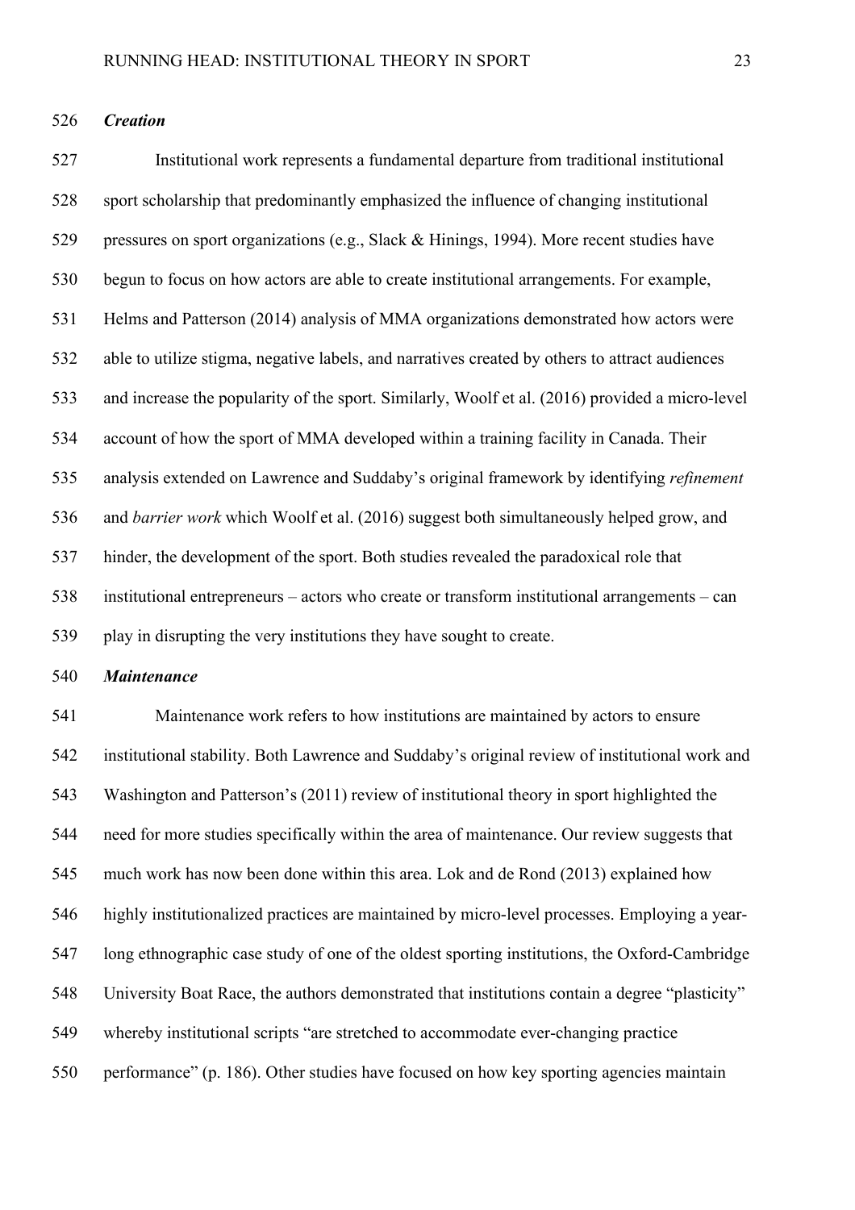### *Creation*

Institutional work represents a fundamental departure from traditional institutional sport scholarship that predominantly emphasized the influence of changing institutional pressures on sport organizations (e.g., Slack & Hinings, 1994). More recent studies have begun to focus on how actors are able to create institutional arrangements. For example, Helms and Patterson (2014) analysis of MMA organizations demonstrated how actors were able to utilize stigma, negative labels, and narratives created by others to attract audiences and increase the popularity of the sport. Similarly, Woolf et al. (2016) provided a micro-level account of how the sport of MMA developed within a training facility in Canada. Their analysis extended on Lawrence and Suddaby's original framework by identifying *refinement* and *barrier work* which Woolf et al. (2016) suggest both simultaneously helped grow, and hinder, the development of the sport. Both studies revealed the paradoxical role that institutional entrepreneurs – actors who create or transform institutional arrangements – can play in disrupting the very institutions they have sought to create.

### *Maintenance*

Maintenance work refers to how institutions are maintained by actors to ensure institutional stability. Both Lawrence and Suddaby's original review of institutional work and Washington and Patterson's (2011) review of institutional theory in sport highlighted the need for more studies specifically within the area of maintenance. Our review suggests that much work has now been done within this area. Lok and de Rond (2013) explained how highly institutionalized practices are maintained by micro-level processes. Employing a year-long ethnographic case study of one of the oldest sporting institutions, the Oxford-Cambridge University Boat Race, the authors demonstrated that institutions contain a degree "plasticity" whereby institutional scripts "are stretched to accommodate ever-changing practice performance" (p. 186). Other studies have focused on how key sporting agencies maintain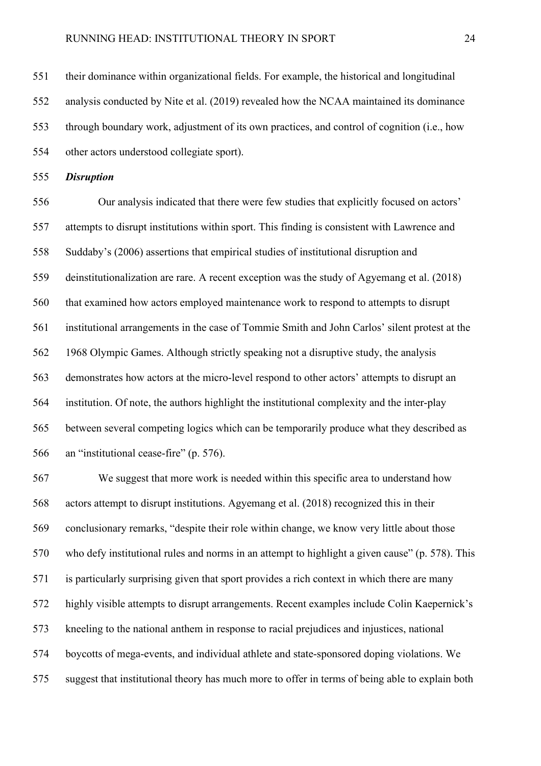their dominance within organizational fields. For example, the historical and longitudinal analysis conducted by Nite et al. (2019) revealed how the NCAA maintained its dominance through boundary work, adjustment of its own practices, and control of cognition (i.e., how other actors understood collegiate sport).

### *Disruption*

Our analysis indicated that there were few studies that explicitly focused on actors' attempts to disrupt institutions within sport. This finding is consistent with Lawrence and Suddaby's (2006) assertions that empirical studies of institutional disruption and deinstitutionalization are rare. A recent exception was the study of Agyemang et al. (2018) that examined how actors employed maintenance work to respond to attempts to disrupt institutional arrangements in the case of Tommie Smith and John Carlos' silent protest at the 1968 Olympic Games. Although strictly speaking not a disruptive study, the analysis demonstrates how actors at the micro-level respond to other actors' attempts to disrupt an institution. Of note, the authors highlight the institutional complexity and the inter-play between several competing logics which can be temporarily produce what they described as an "institutional cease-fire" (p. 576).

We suggest that more work is needed within this specific area to understand how actors attempt to disrupt institutions. Agyemang et al. (2018) recognized this in their conclusionary remarks, "despite their role within change, we know very little about those who defy institutional rules and norms in an attempt to highlight a given cause" (p. 578). This is particularly surprising given that sport provides a rich context in which there are many highly visible attempts to disrupt arrangements. Recent examples include Colin Kaepernick's kneeling to the national anthem in response to racial prejudices and injustices, national boycotts of mega-events, and individual athlete and state-sponsored doping violations. We suggest that institutional theory has much more to offer in terms of being able to explain both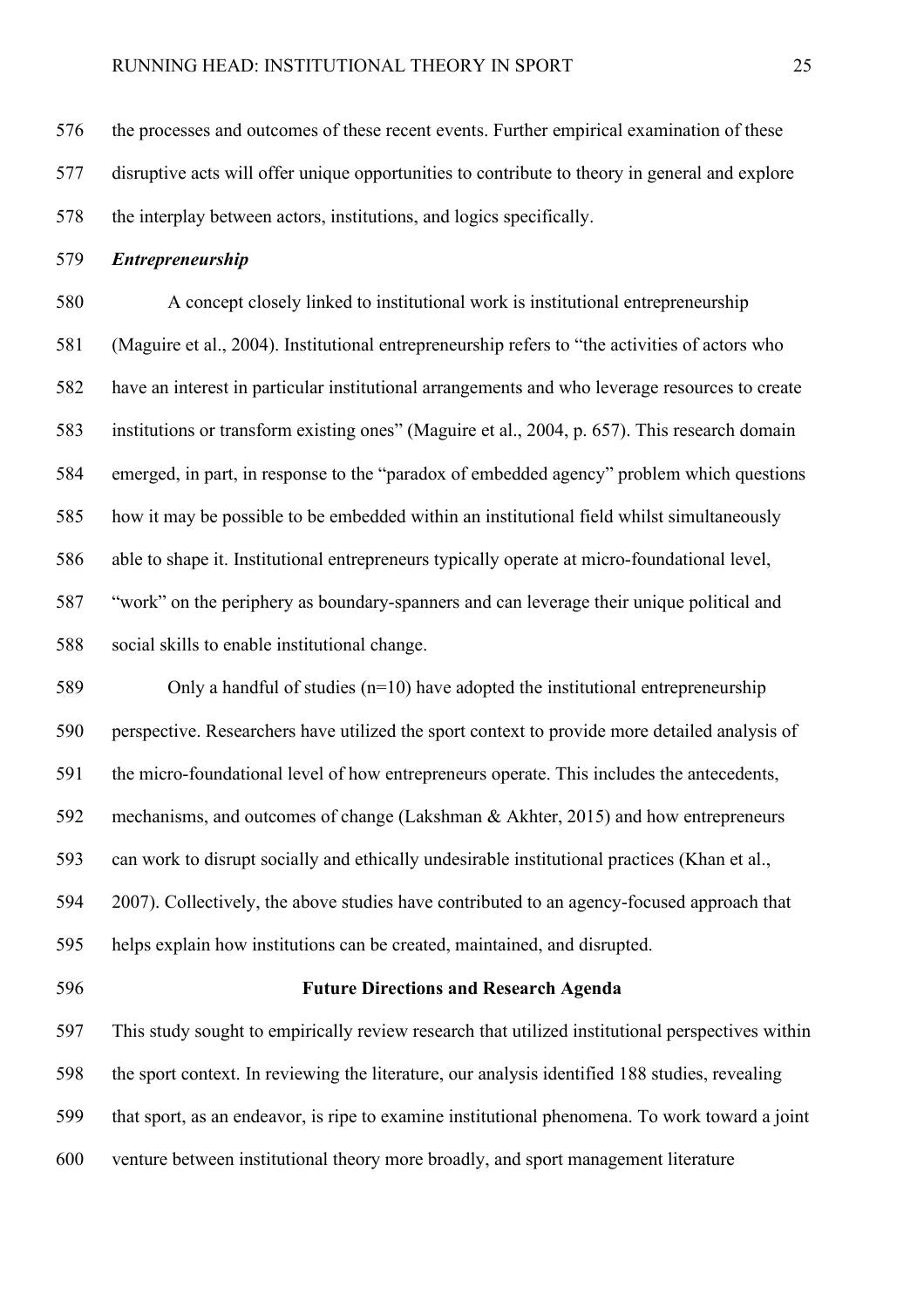the processes and outcomes of these recent events. Further empirical examination of these disruptive acts will offer unique opportunities to contribute to theory in general and explore the interplay between actors, institutions, and logics specifically.

### *Entrepreneurship*

A concept closely linked to institutional work is institutional entrepreneurship (Maguire et al., 2004). Institutional entrepreneurship refers to "the activities of actors who have an interest in particular institutional arrangements and who leverage resources to create institutions or transform existing ones" (Maguire et al., 2004, p. 657). This research domain emerged, in part, in response to the "paradox of embedded agency" problem which questions how it may be possible to be embedded within an institutional field whilst simultaneously able to shape it. Institutional entrepreneurs typically operate at micro-foundational level, "work" on the periphery as boundary-spanners and can leverage their unique political and social skills to enable institutional change.

Only a handful of studies (n=10) have adopted the institutional entrepreneurship perspective. Researchers have utilized the sport context to provide more detailed analysis of the micro-foundational level of how entrepreneurs operate. This includes the antecedents, mechanisms, and outcomes of change (Lakshman & Akhter, 2015) and how entrepreneurs can work to disrupt socially and ethically undesirable institutional practices (Khan et al., 2007). Collectively, the above studies have contributed to an agency-focused approach that helps explain how institutions can be created, maintained, and disrupted.

## Future Directions and Research Agenda

This study sought to empirically review research that utilized institutional perspectives within the sport context. In reviewing the literature, our analysis identified 188 studies, revealing that sport, as an endeavor, is ripe to examine institutional phenomena. To work toward a joint venture between institutional theory more broadly, and sport management literature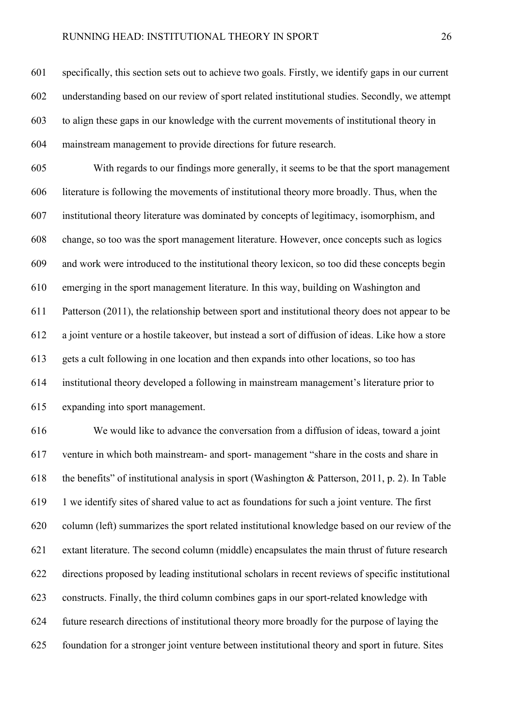specifically, this section sets out to achieve two goals. Firstly, we identify gaps in our current understanding based on our review of sport related institutional studies. Secondly, we attempt to align these gaps in our knowledge with the current movements of institutional theory in mainstream management to provide directions for future research.

With regards to our findings more generally, it seems to be that the sport management literature is following the movements of institutional theory more broadly. Thus, when the institutional theory literature was dominated by concepts of legitimacy, isomorphism, and change, so too was the sport management literature. However, once concepts such as logics and work were introduced to the institutional theory lexicon, so too did these concepts begin emerging in the sport management literature. In this way, building on Washington and Patterson (2011), the relationship between sport and institutional theory does not appear to be a joint venture or a hostile takeover, but instead a sort of diffusion of ideas. Like how a store gets a cult following in one location and then expands into other locations, so too has institutional theory developed a following in mainstream management's literature prior to expanding into sport management.

We would like to advance the conversation from a diffusion of ideas, toward a joint venture in which both mainstream- and sport- management "share in the costs and share in the benefits" of institutional analysis in sport (Washington & Patterson, 2011, p. 2). In Table 1 we identify sites of shared value to act as foundations for such a joint venture. The first column (left) summarizes the sport related institutional knowledge based on our review of the extant literature. The second column (middle) encapsulates the main thrust of future research directions proposed by leading institutional scholars in recent reviews of specific institutional constructs. Finally, the third column combines gaps in our sport-related knowledge with future research directions of institutional theory more broadly for the purpose of laying the foundation for a stronger joint venture between institutional theory and sport in future. Sites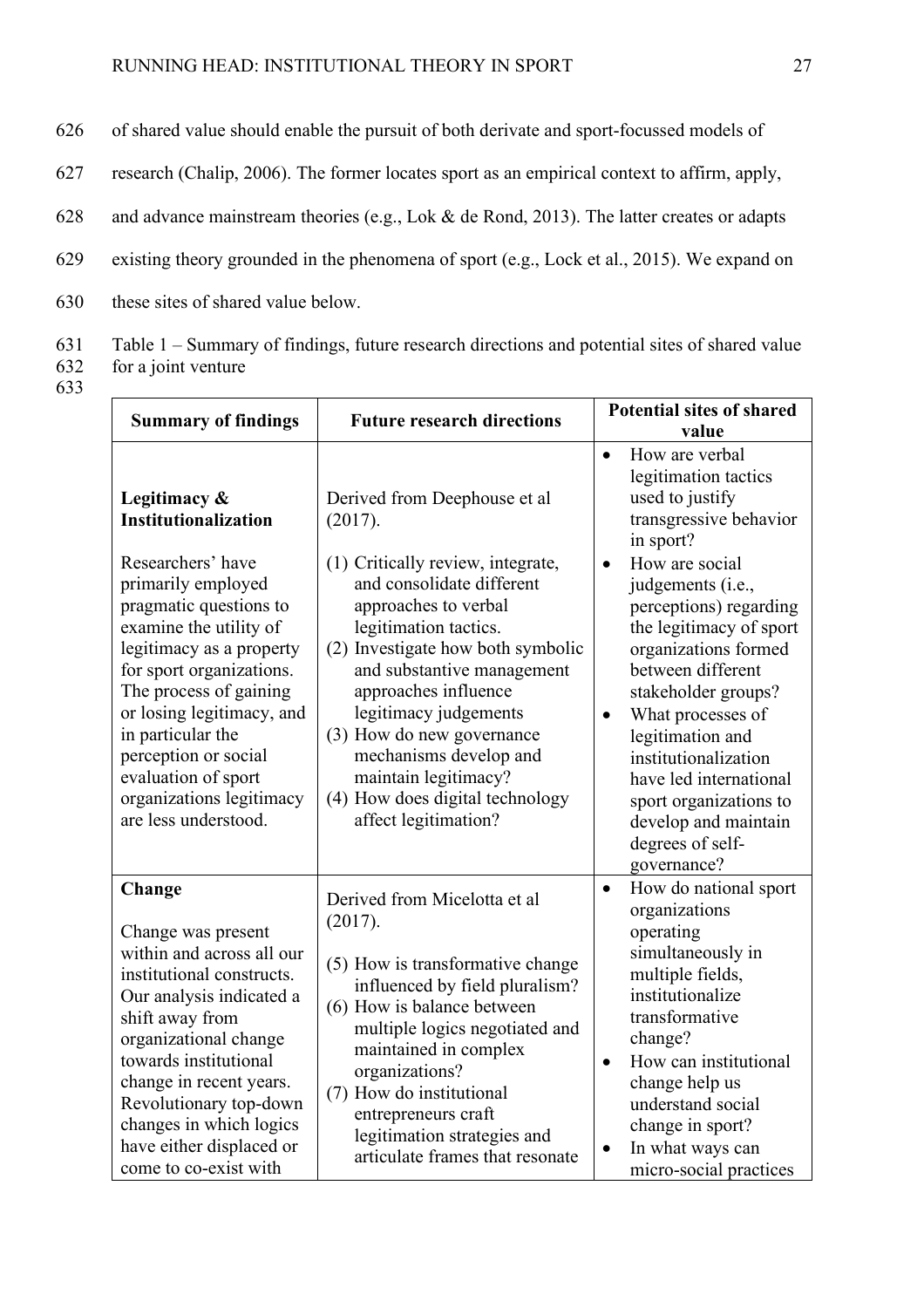of shared value should enable the pursuit of both derivate and sport-focussed models of research (Chalip, 2006). The former locates sport as an empirical context to affirm, apply, and advance mainstream theories (e.g., Lok & de Rond, 2013). The latter creates or adapts existing theory grounded in the phenomena of sport (e.g., Lock et al., 2015). We expand on these sites of shared value below.

Table 1 – Summary of findings, future research directions and potential sites of shared value for a joint venture

| Summary of findings | Future research directions | Potential sites of shared value |
|---|---|---|
| **Legitimacy & Institutionalization**<br><br>Researchers' have primarily employed pragmatic questions to examine the utility of legitimacy as a property for sport organizations. The process of gaining or losing legitimacy, and in particular the perception or social evaluation of sport organizations legitimacy are less understood. | Derived from Deephouse et al (2017).<br><br>(1) Critically review, integrate, and consolidate different approaches to verbal legitimation tactics.<br>(2) Investigate how both symbolic and substantive management approaches influence legitimacy judgements<br>(3) How do new governance mechanisms develop and maintain legitimacy?<br>(4) How does digital technology affect legitimation? | • How are verbal legitimation tactics used to justify transgressive behavior in sport?<br>• How are social judgements (i.e., perceptions) regarding the legitimacy of sport organizations formed between different stakeholder groups?<br>• What processes of legitimation and institutionalization have led international sport organizations to develop and maintain degrees of self-governance? |
| **Change**<br><br>Change was present within and across all our institutional constructs. Our analysis indicated a shift away from organizational change towards institutional change in recent years. Revolutionary top-down changes in which logics have either displaced or come to co-exist with | Derived from Micelotta et al (2017).<br><br>(5) How is transformative change influenced by field pluralism?<br>(6) How is balance between multiple logics negotiated and maintained in complex organizations?<br>(7) How do institutional entrepreneurs craft legitimation strategies and articulate frames that resonate | • How do national sport organizations operating simultaneously in multiple fields, institutionalize transformative change?<br>• How can institutional change help us understand social change in sport?<br>• In what ways can micro-social practices |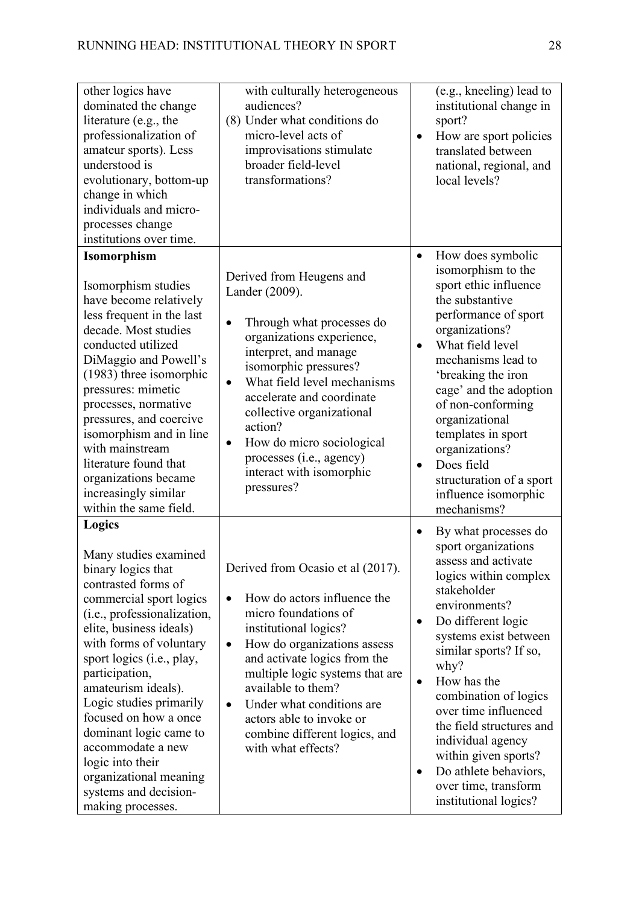| | | |
|---|---|---|
| other logics have dominated the change literature (e.g., the professionalization of amateur sports). Less understood is evolutionary, bottom-up change in which individuals and micro-processes change institutions over time. | with culturally heterogeneous audiences?<br>(8) Under what conditions do micro-level acts of improvisations stimulate broader field-level transformations? | (e.g., kneeling) lead to institutional change in sport?<br>• How are sport policies translated between national, regional, and local levels? |
| **Isomorphism**<br><br>Isomorphism studies have become relatively less frequent in the last decade. Most studies conducted utilized DiMaggio and Powell's (1983) three isomorphic pressures: mimetic processes, normative pressures, and coercive isomorphism and in line with mainstream literature found that organizations became increasingly similar within the same field. | Derived from Heugens and Lander (2009).<br><br>• Through what processes do organizations experience, interpret, and manage isomorphic pressures?<br>• What field level mechanisms accelerate and coordinate collective organizational action?<br>• How do micro sociological processes (i.e., agency) interact with isomorphic pressures? | • How does symbolic isomorphism to the sport ethic influence the substantive performance of sport organizations?<br>• What field level mechanisms lead to 'breaking the iron cage' and the adoption of non-conforming organizational templates in sport organizations?<br>• Does field structuration of a sport influence isomorphic mechanisms? |
| **Logics**<br><br>Many studies examined binary logics that contrasted forms of commercial sport logics (i.e., professionalization, elite, business ideals) with forms of voluntary sport logics (i.e., play, participation, amateurism ideals). Logic studies primarily focused on how a once dominant logic came to accommodate a new logic into their organizational meaning systems and decision-making processes. | Derived from Ocasio et al (2017).<br><br>• How do actors influence the micro foundations of institutional logics?<br>• How do organizations assess and activate logics from the multiple logic systems that are available to them?<br>• Under what conditions are actors able to invoke or combine different logics, and with what effects? | • By what processes do sport organizations assess and activate logics within complex stakeholder environments?<br>• Do different logic systems exist between similar sports? If so, why?<br>• How has the combination of logics over time influenced the field structures and individual agency within given sports?<br>• Do athlete behaviors, over time, transform institutional logics? |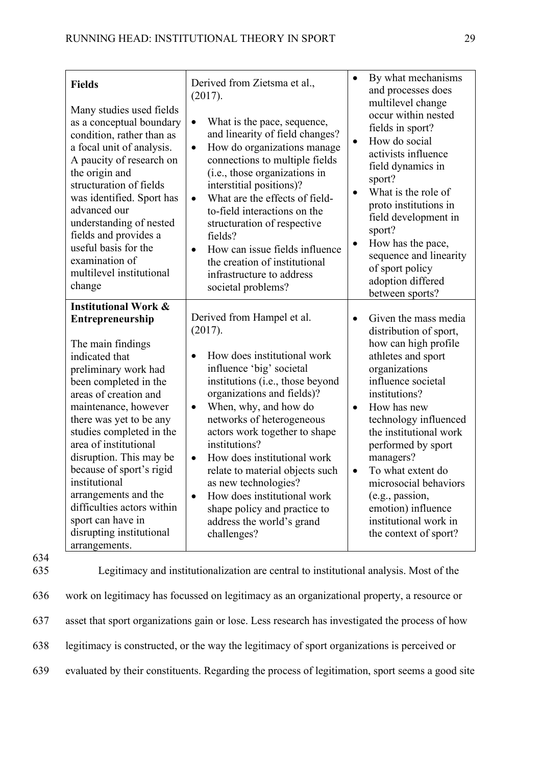| **Fields**<br><br>Many studies used fields as a conceptual boundary condition, rather than as a focal unit of analysis. A paucity of research on the origin and structuration of fields was identified. Sport has advanced our understanding of nested fields and provides a useful basis for the examination of multilevel institutional change | Derived from Zietsma et al., (2017).<br><br>• What is the pace, sequence, and linearity of field changes?<br>• How do organizations manage connections to multiple fields (i.e., those organizations in interstitial positions)?<br>• What are the effects of field-to-field interactions on the structuration of respective fields?<br>• How can issue fields influence the creation of institutional infrastructure to address societal problems? | • By what mechanisms and processes does multilevel change occur within nested fields in sport?<br>• How do social activists influence field dynamics in sport?<br>• What is the role of proto institutions in field development in sport?<br>• How has the pace, sequence and linearity of sport policy adoption differed between sports? |
|---|---|---|
| **Institutional Work & Entrepreneurship**<br><br>The main findings indicated that preliminary work had been completed in the areas of creation and maintenance, however there was yet to be any studies completed in the area of institutional disruption. This may be because of sport's rigid institutional arrangements and the difficulties actors within sport can have in disrupting institutional arrangements. | Derived from Hampel et al. (2017).<br><br>• How does institutional work influence 'big' societal institutions (i.e., those beyond organizations and fields)?<br>• When, why, and how do networks of heterogeneous actors work together to shape institutions?<br>• How does institutional work relate to material objects such as new technologies?<br>• How does institutional work shape policy and practice to address the world's grand challenges? | • Given the mass media distribution of sport, how can high profile athletes and sport organizations influence societal institutions?<br>• How has new technology influenced the institutional work performed by sport managers?<br>• To what extent do microsocial behaviors (e.g., passion, emotion) influence institutional work in the context of sport? |

Legitimacy and institutionalization are central to institutional analysis. Most of the work on legitimacy has focussed on legitimacy as an organizational property, a resource or asset that sport organizations gain or lose. Less research has investigated the process of how legitimacy is constructed, or the way the legitimacy of sport organizations is perceived or evaluated by their constituents. Regarding the process of legitimation, sport seems a good site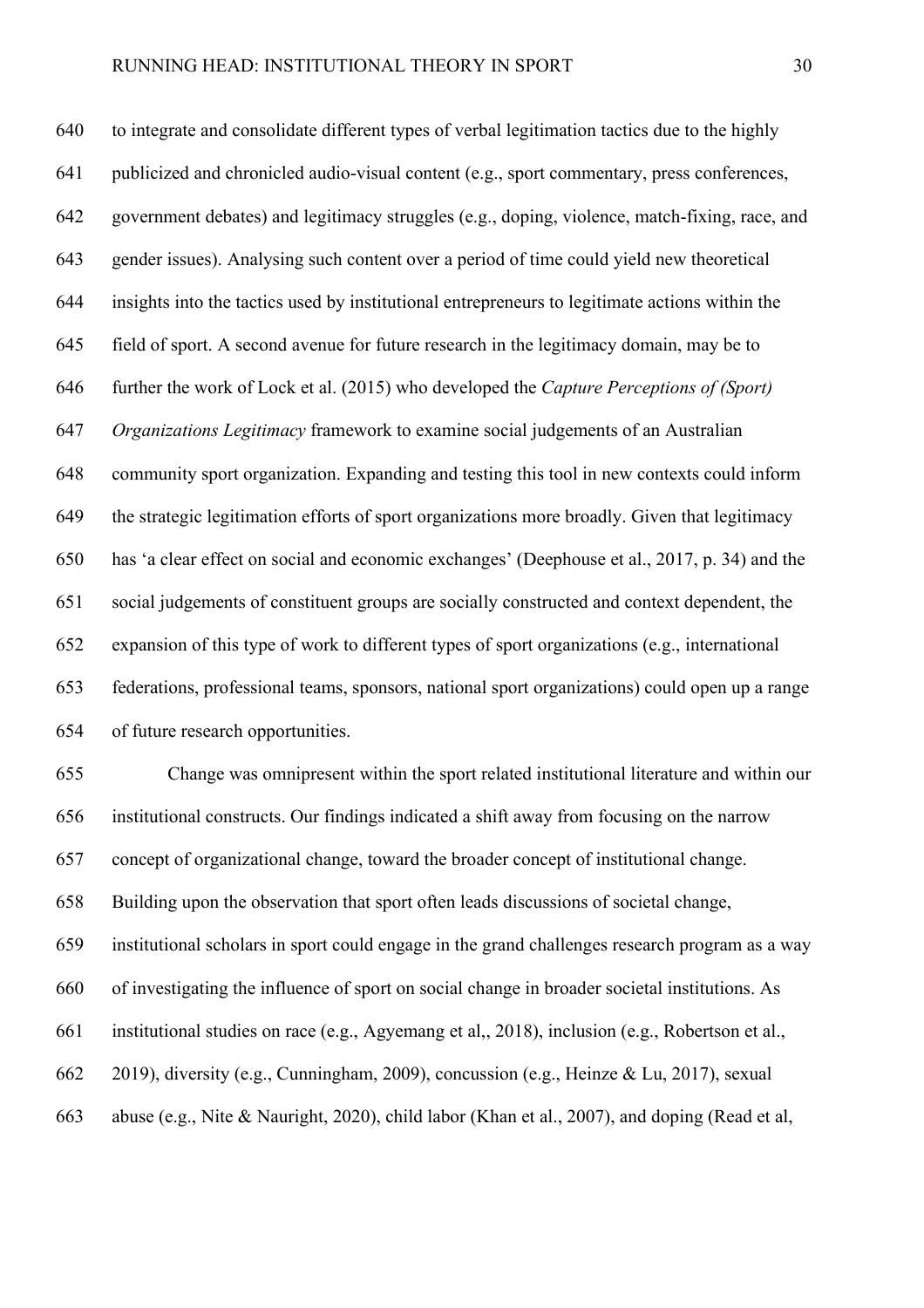to integrate and consolidate different types of verbal legitimation tactics due to the highly publicized and chronicled audio-visual content (e.g., sport commentary, press conferences, government debates) and legitimacy struggles (e.g., doping, violence, match-fixing, race, and gender issues). Analysing such content over a period of time could yield new theoretical insights into the tactics used by institutional entrepreneurs to legitimate actions within the field of sport. A second avenue for future research in the legitimacy domain, may be to further the work of Lock et al. (2015) who developed the *Capture Perceptions of (Sport) Organizations Legitimacy* framework to examine social judgements of an Australian community sport organization. Expanding and testing this tool in new contexts could inform the strategic legitimation efforts of sport organizations more broadly. Given that legitimacy has 'a clear effect on social and economic exchanges' (Deephouse et al., 2017, p. 34) and the social judgements of constituent groups are socially constructed and context dependent, the expansion of this type of work to different types of sport organizations (e.g., international federations, professional teams, sponsors, national sport organizations) could open up a range of future research opportunities.

Change was omnipresent within the sport related institutional literature and within our institutional constructs. Our findings indicated a shift away from focusing on the narrow concept of organizational change, toward the broader concept of institutional change. Building upon the observation that sport often leads discussions of societal change, institutional scholars in sport could engage in the grand challenges research program as a way of investigating the influence of sport on social change in broader societal institutions. As institutional studies on race (e.g., Agyemang et al,, 2018), inclusion (e.g., Robertson et al., 2019), diversity (e.g., Cunningham, 2009), concussion (e.g., Heinze & Lu, 2017), sexual abuse (e.g., Nite & Nauright, 2020), child labor (Khan et al., 2007), and doping (Read et al,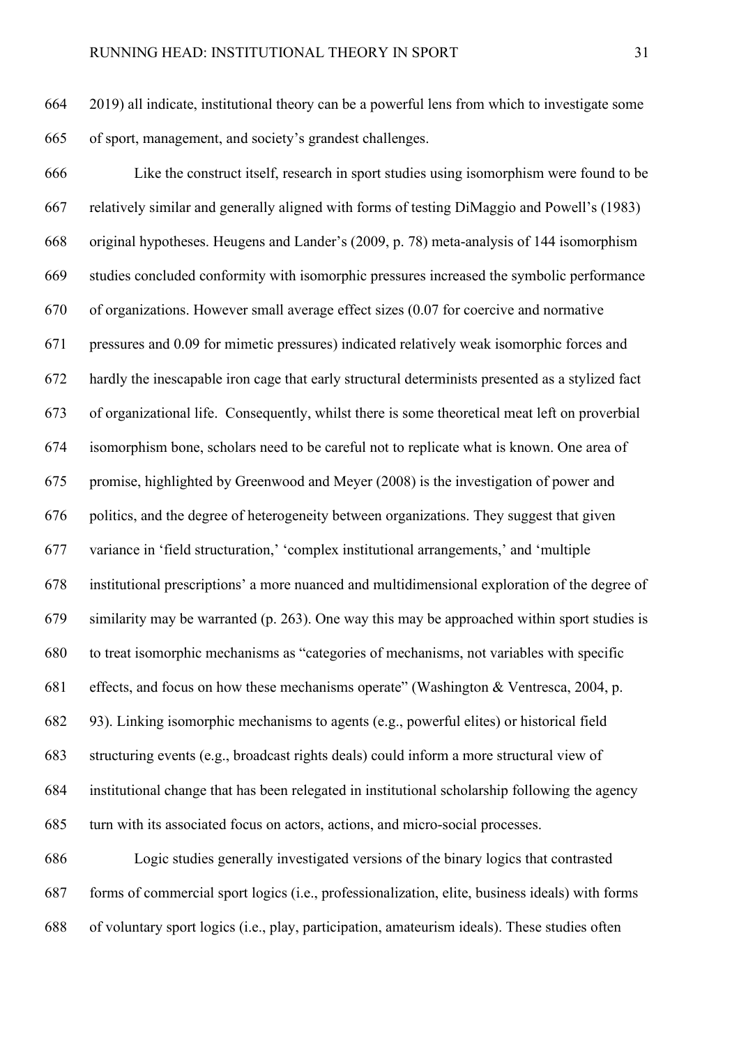2019) all indicate, institutional theory can be a powerful lens from which to investigate some of sport, management, and society's grandest challenges.

Like the construct itself, research in sport studies using isomorphism were found to be relatively similar and generally aligned with forms of testing DiMaggio and Powell's (1983) original hypotheses. Heugens and Lander's (2009, p. 78) meta-analysis of 144 isomorphism studies concluded conformity with isomorphic pressures increased the symbolic performance of organizations. However small average effect sizes (0.07 for coercive and normative pressures and 0.09 for mimetic pressures) indicated relatively weak isomorphic forces and hardly the inescapable iron cage that early structural determinists presented as a stylized fact of organizational life. Consequently, whilst there is some theoretical meat left on proverbial isomorphism bone, scholars need to be careful not to replicate what is known. One area of promise, highlighted by Greenwood and Meyer (2008) is the investigation of power and politics, and the degree of heterogeneity between organizations. They suggest that given variance in 'field structuration,' 'complex institutional arrangements,' and 'multiple institutional prescriptions' a more nuanced and multidimensional exploration of the degree of similarity may be warranted (p. 263). One way this may be approached within sport studies is to treat isomorphic mechanisms as "categories of mechanisms, not variables with specific effects, and focus on how these mechanisms operate" (Washington & Ventresca, 2004, p. 93). Linking isomorphic mechanisms to agents (e.g., powerful elites) or historical field structuring events (e.g., broadcast rights deals) could inform a more structural view of institutional change that has been relegated in institutional scholarship following the agency turn with its associated focus on actors, actions, and micro-social processes.

Logic studies generally investigated versions of the binary logics that contrasted forms of commercial sport logics (i.e., professionalization, elite, business ideals) with forms of voluntary sport logics (i.e., play, participation, amateurism ideals). These studies often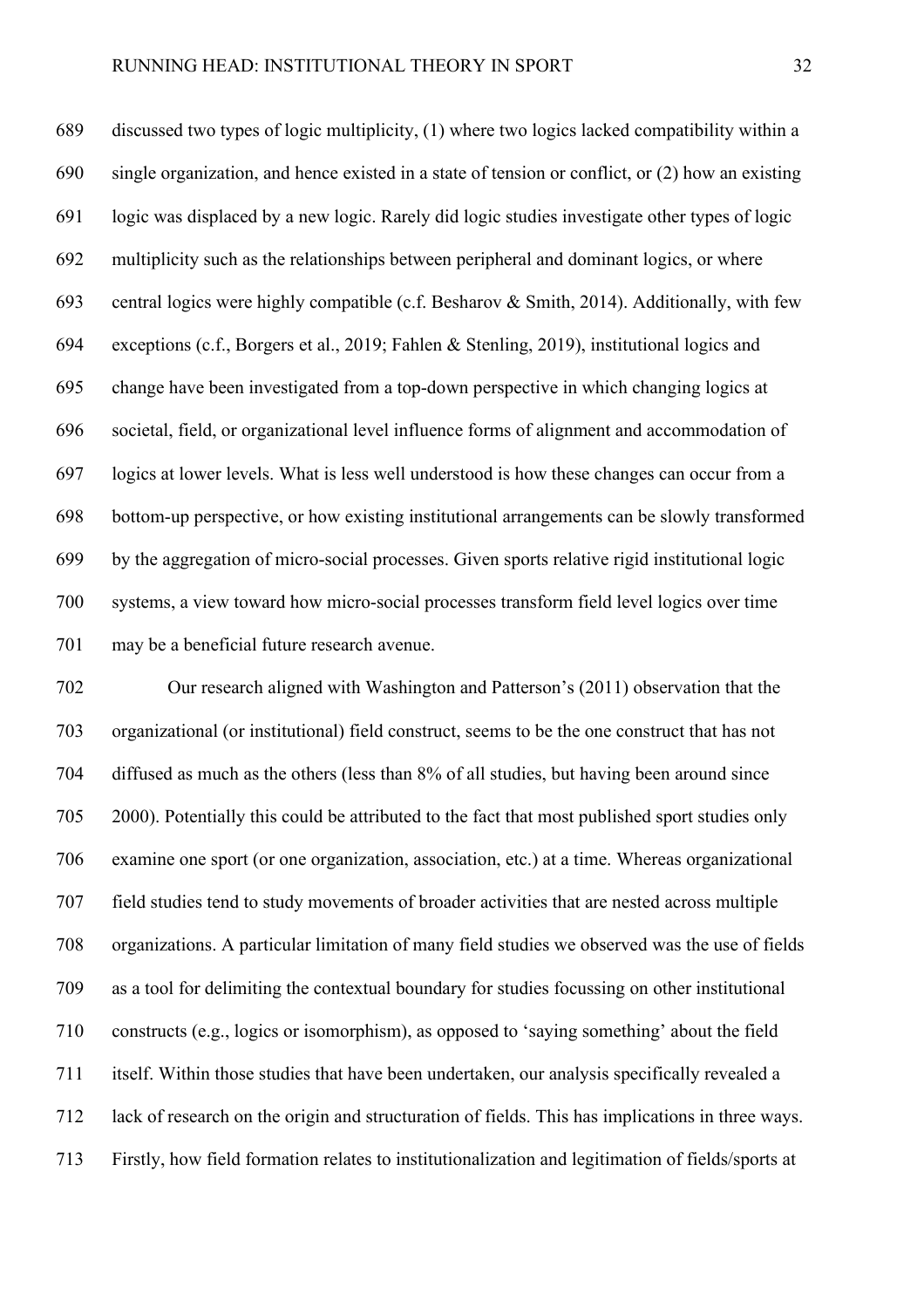discussed two types of logic multiplicity, (1) where two logics lacked compatibility within a single organization, and hence existed in a state of tension or conflict, or (2) how an existing logic was displaced by a new logic. Rarely did logic studies investigate other types of logic multiplicity such as the relationships between peripheral and dominant logics, or where central logics were highly compatible (c.f. Besharov & Smith, 2014). Additionally, with few exceptions (c.f., Borgers et al., 2019; Fahlen & Stenling, 2019), institutional logics and change have been investigated from a top-down perspective in which changing logics at societal, field, or organizational level influence forms of alignment and accommodation of logics at lower levels. What is less well understood is how these changes can occur from a bottom-up perspective, or how existing institutional arrangements can be slowly transformed by the aggregation of micro-social processes. Given sports relative rigid institutional logic systems, a view toward how micro-social processes transform field level logics over time may be a beneficial future research avenue.

Our research aligned with Washington and Patterson's (2011) observation that the organizational (or institutional) field construct, seems to be the one construct that has not diffused as much as the others (less than 8% of all studies, but having been around since 2000). Potentially this could be attributed to the fact that most published sport studies only examine one sport (or one organization, association, etc.) at a time. Whereas organizational field studies tend to study movements of broader activities that are nested across multiple organizations. A particular limitation of many field studies we observed was the use of fields as a tool for delimiting the contextual boundary for studies focussing on other institutional constructs (e.g., logics or isomorphism), as opposed to 'saying something' about the field itself. Within those studies that have been undertaken, our analysis specifically revealed a lack of research on the origin and structuration of fields. This has implications in three ways. Firstly, how field formation relates to institutionalization and legitimation of fields/sports at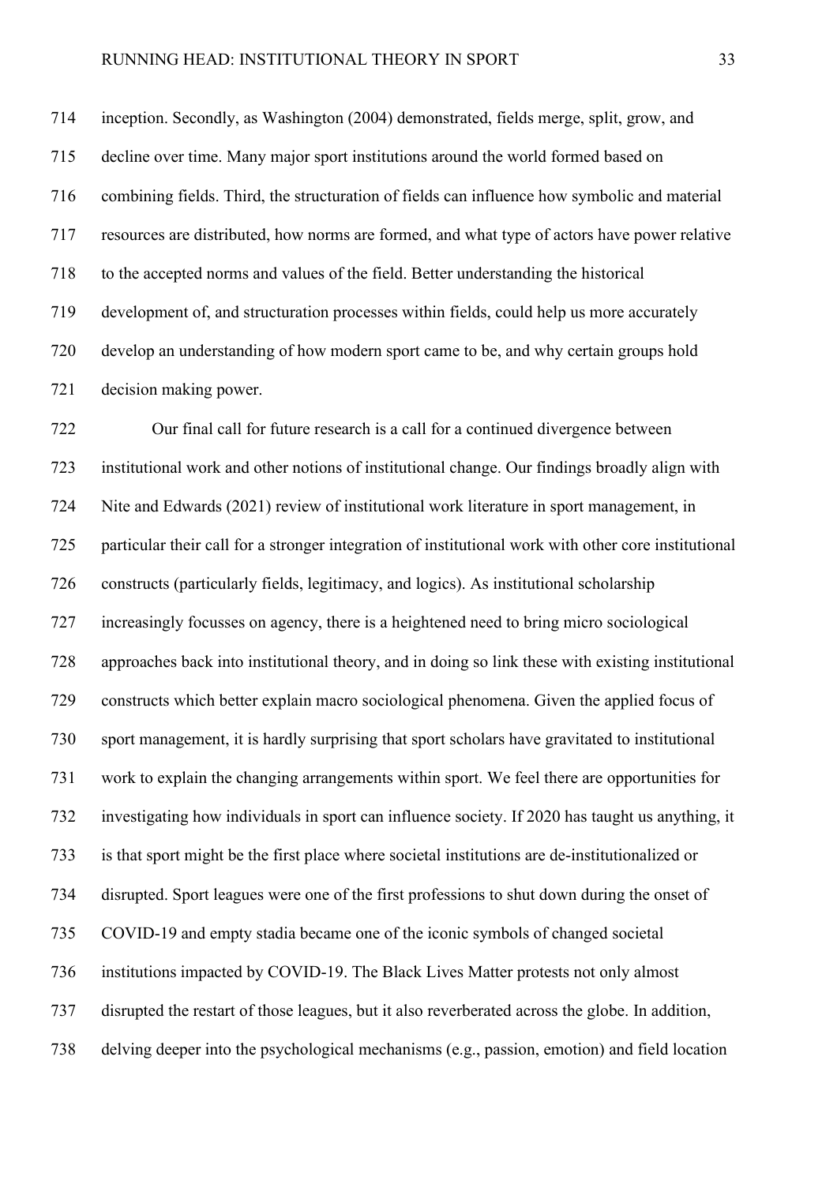inception. Secondly, as Washington (2004) demonstrated, fields merge, split, grow, and decline over time. Many major sport institutions around the world formed based on combining fields. Third, the structuration of fields can influence how symbolic and material resources are distributed, how norms are formed, and what type of actors have power relative to the accepted norms and values of the field. Better understanding the historical development of, and structuration processes within fields, could help us more accurately develop an understanding of how modern sport came to be, and why certain groups hold decision making power.

Our final call for future research is a call for a continued divergence between institutional work and other notions of institutional change. Our findings broadly align with Nite and Edwards (2021) review of institutional work literature in sport management, in particular their call for a stronger integration of institutional work with other core institutional constructs (particularly fields, legitimacy, and logics). As institutional scholarship increasingly focusses on agency, there is a heightened need to bring micro sociological approaches back into institutional theory, and in doing so link these with existing institutional constructs which better explain macro sociological phenomena. Given the applied focus of sport management, it is hardly surprising that sport scholars have gravitated to institutional work to explain the changing arrangements within sport. We feel there are opportunities for investigating how individuals in sport can influence society. If 2020 has taught us anything, it is that sport might be the first place where societal institutions are de-institutionalized or disrupted. Sport leagues were one of the first professions to shut down during the onset of COVID-19 and empty stadia became one of the iconic symbols of changed societal institutions impacted by COVID-19. The Black Lives Matter protests not only almost disrupted the restart of those leagues, but it also reverberated across the globe. In addition, delving deeper into the psychological mechanisms (e.g., passion, emotion) and field location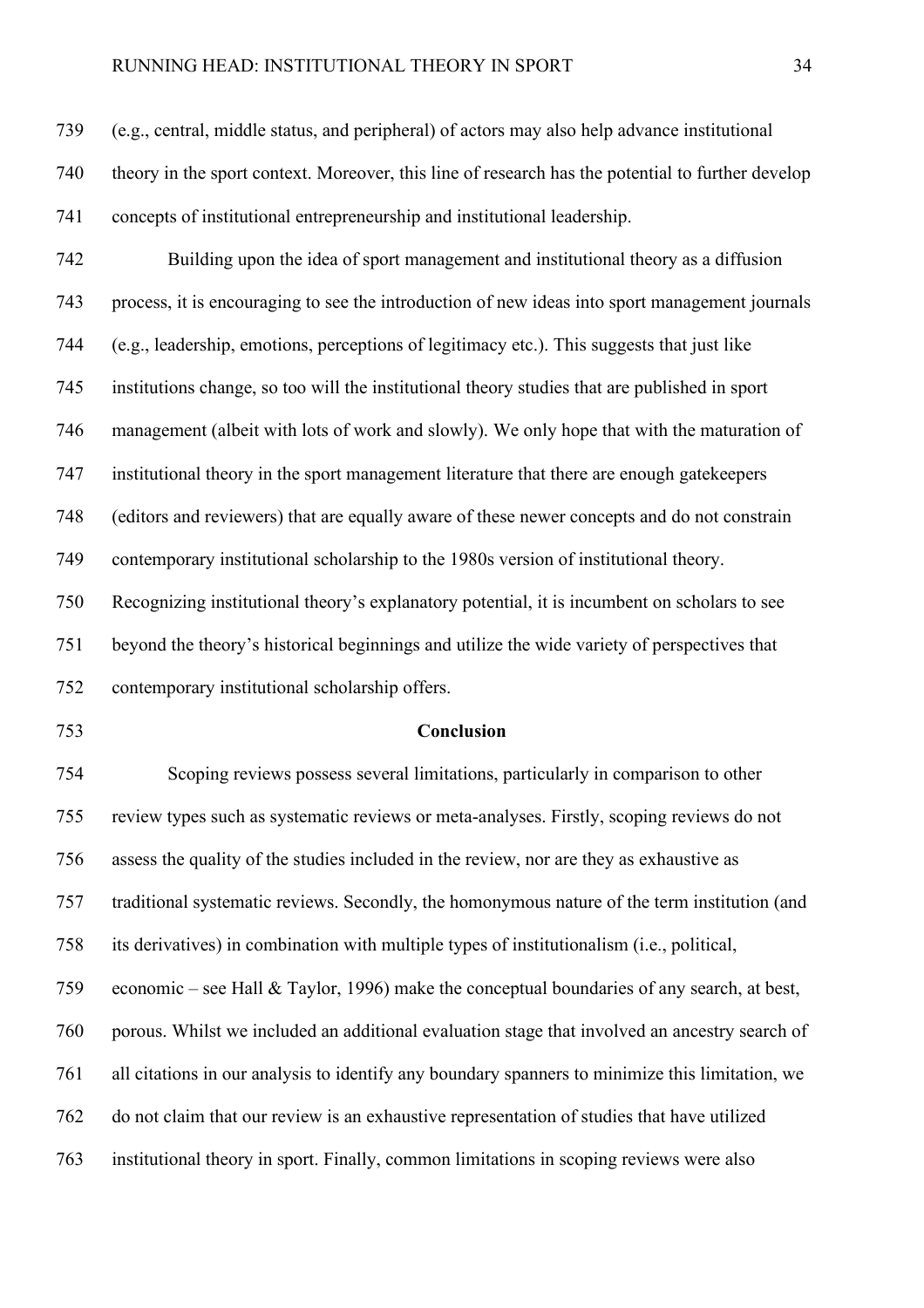(e.g., central, middle status, and peripheral) of actors may also help advance institutional theory in the sport context. Moreover, this line of research has the potential to further develop concepts of institutional entrepreneurship and institutional leadership.

Building upon the idea of sport management and institutional theory as a diffusion process, it is encouraging to see the introduction of new ideas into sport management journals (e.g., leadership, emotions, perceptions of legitimacy etc.). This suggests that just like institutions change, so too will the institutional theory studies that are published in sport management (albeit with lots of work and slowly). We only hope that with the maturation of institutional theory in the sport management literature that there are enough gatekeepers (editors and reviewers) that are equally aware of these newer concepts and do not constrain contemporary institutional scholarship to the 1980s version of institutional theory. Recognizing institutional theory's explanatory potential, it is incumbent on scholars to see beyond the theory's historical beginnings and utilize the wide variety of perspectives that contemporary institutional scholarship offers.

## Conclusion

Scoping reviews possess several limitations, particularly in comparison to other review types such as systematic reviews or meta-analyses. Firstly, scoping reviews do not assess the quality of the studies included in the review, nor are they as exhaustive as traditional systematic reviews. Secondly, the homonymous nature of the term institution (and its derivatives) in combination with multiple types of institutionalism (i.e., political, economic – see Hall & Taylor, 1996) make the conceptual boundaries of any search, at best, porous. Whilst we included an additional evaluation stage that involved an ancestry search of all citations in our analysis to identify any boundary spanners to minimize this limitation, we do not claim that our review is an exhaustive representation of studies that have utilized institutional theory in sport. Finally, common limitations in scoping reviews were also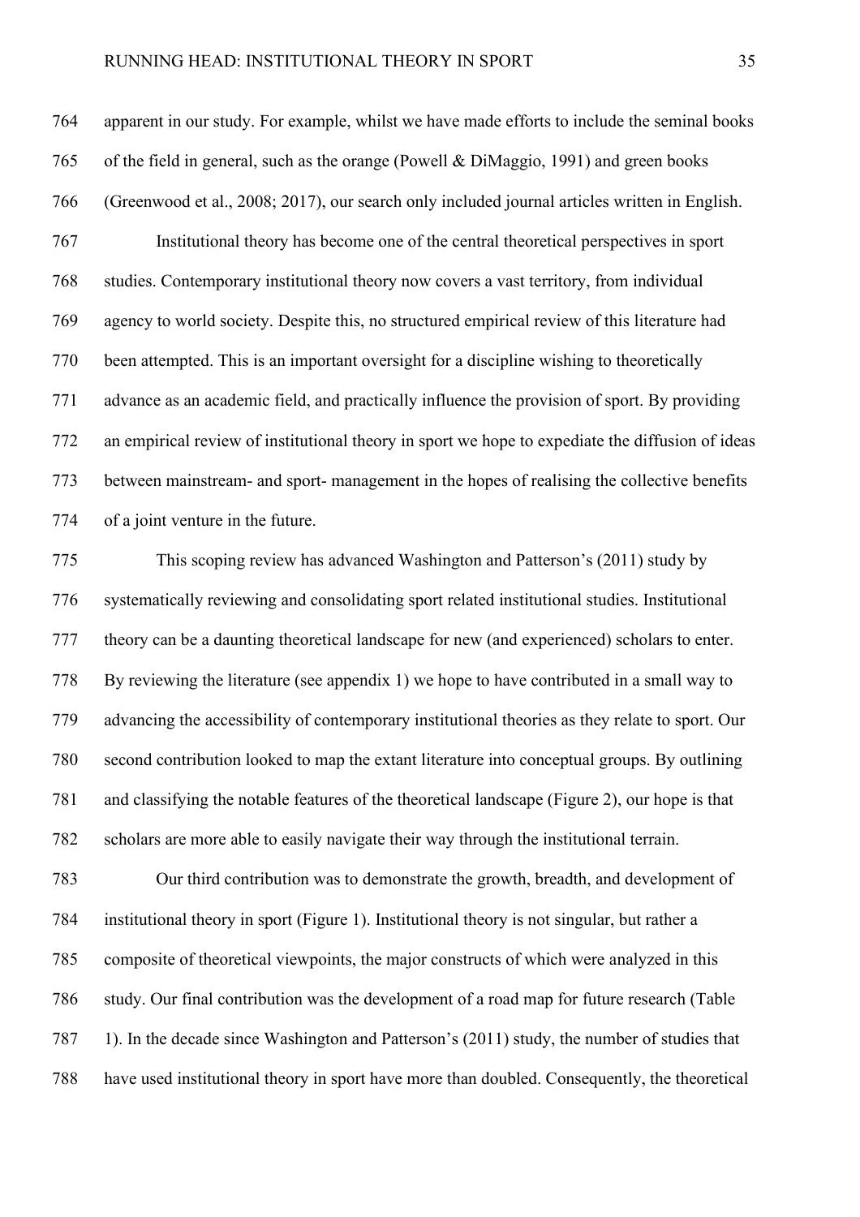apparent in our study. For example, whilst we have made efforts to include the seminal books of the field in general, such as the orange (Powell & DiMaggio, 1991) and green books (Greenwood et al., 2008; 2017), our search only included journal articles written in English.

Institutional theory has become one of the central theoretical perspectives in sport studies. Contemporary institutional theory now covers a vast territory, from individual agency to world society. Despite this, no structured empirical review of this literature had been attempted. This is an important oversight for a discipline wishing to theoretically advance as an academic field, and practically influence the provision of sport. By providing an empirical review of institutional theory in sport we hope to expediate the diffusion of ideas between mainstream- and sport- management in the hopes of realising the collective benefits of a joint venture in the future.

This scoping review has advanced Washington and Patterson's (2011) study by systematically reviewing and consolidating sport related institutional studies. Institutional theory can be a daunting theoretical landscape for new (and experienced) scholars to enter. By reviewing the literature (see appendix 1) we hope to have contributed in a small way to advancing the accessibility of contemporary institutional theories as they relate to sport. Our second contribution looked to map the extant literature into conceptual groups. By outlining and classifying the notable features of the theoretical landscape (Figure 2), our hope is that scholars are more able to easily navigate their way through the institutional terrain.

Our third contribution was to demonstrate the growth, breadth, and development of institutional theory in sport (Figure 1). Institutional theory is not singular, but rather a composite of theoretical viewpoints, the major constructs of which were analyzed in this study. Our final contribution was the development of a road map for future research (Table 1). In the decade since Washington and Patterson's (2011) study, the number of studies that have used institutional theory in sport have more than doubled. Consequently, the theoretical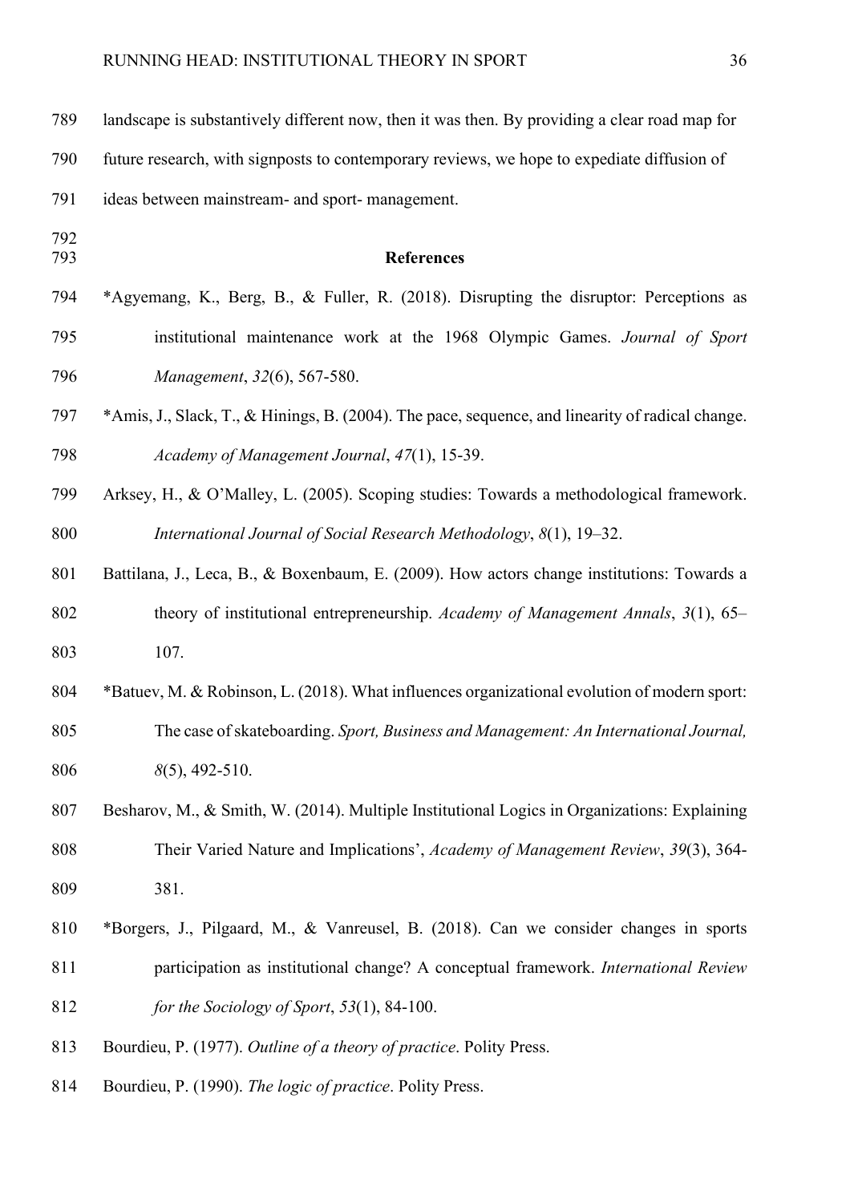landscape is substantively different now, then it was then. By providing a clear road map for future research, with signposts to contemporary reviews, we hope to expediate diffusion of ideas between mainstream- and sport- management.

## References

*Agyemang, K., Berg, B., & Fuller, R. (2018). Disrupting the disruptor: Perceptions as institutional maintenance work at the 1968 Olympic Games. *Journal of Sport Management*, *32*(6), 567-580.

*Amis, J., Slack, T., & Hinings, B. (2004). The pace, sequence, and linearity of radical change. *Academy of Management Journal*, *47*(1), 15-39.

Arksey, H., & O'Malley, L. (2005). Scoping studies: Towards a methodological framework. *International Journal of Social Research Methodology*, *8*(1), 19–32.

Battilana, J., Leca, B., & Boxenbaum, E. (2009). How actors change institutions: Towards a theory of institutional entrepreneurship. *Academy of Management Annals*, *3*(1), 65–107.

*Batuev, M. & Robinson, L. (2018). What influences organizational evolution of modern sport: The case of skateboarding. *Sport, Business and Management: An International Journal, 8*(5), 492-510.

Besharov, M., & Smith, W. (2014). Multiple Institutional Logics in Organizations: Explaining Their Varied Nature and Implications', *Academy of Management Review*, *39*(3), 364-381.

*Borgers, J., Pilgaard, M., & Vanreusel, B. (2018). Can we consider changes in sports participation as institutional change? A conceptual framework. *International Review for the Sociology of Sport*, *53*(1), 84-100.

Bourdieu, P. (1977). *Outline of a theory of practice*. Polity Press.

Bourdieu, P. (1990). *The logic of practice*. Polity Press.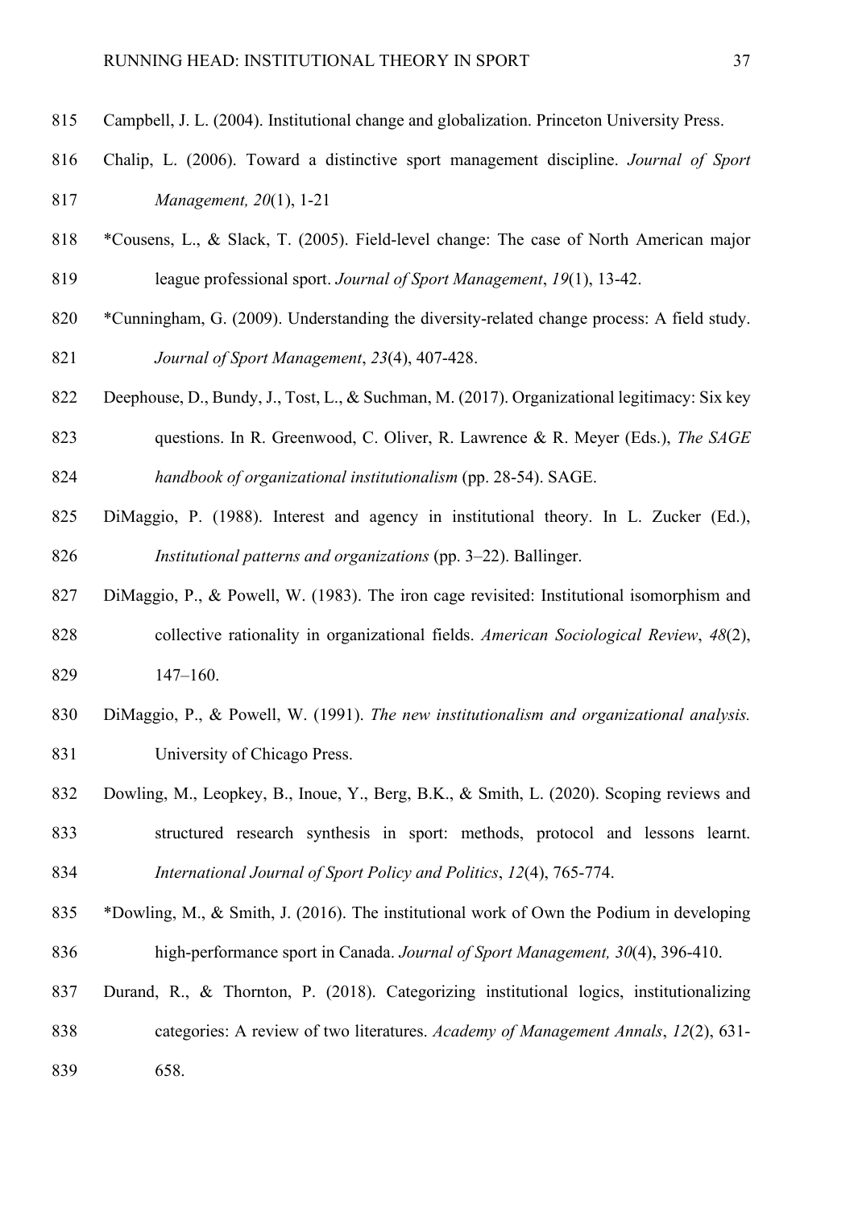Campbell, J. L. (2004). Institutional change and globalization. Princeton University Press.

Chalip, L. (2006). Toward a distinctive sport management discipline. *Journal of Sport Management, 20*(1), 1-21

*Cousens, L., & Slack, T. (2005). Field-level change: The case of North American major league professional sport. *Journal of Sport Management*, *19*(1), 13-42.

*Cunningham, G. (2009). Understanding the diversity-related change process: A field study. *Journal of Sport Management*, *23*(4), 407-428.

Deephouse, D., Bundy, J., Tost, L., & Suchman, M. (2017). Organizational legitimacy: Six key questions. In R. Greenwood, C. Oliver, R. Lawrence & R. Meyer (Eds.), *The SAGE handbook of organizational institutionalism* (pp. 28-54). SAGE.

DiMaggio, P. (1988). Interest and agency in institutional theory. In L. Zucker (Ed.), *Institutional patterns and organizations* (pp. 3–22). Ballinger.

DiMaggio, P., & Powell, W. (1983). The iron cage revisited: Institutional isomorphism and collective rationality in organizational fields. *American Sociological Review*, *48*(2), 147–160.

DiMaggio, P., & Powell, W. (1991). *The new institutionalism and organizational analysis.* University of Chicago Press.

Dowling, M., Leopkey, B., Inoue, Y., Berg, B.K., & Smith, L. (2020). Scoping reviews and structured research synthesis in sport: methods, protocol and lessons learnt. *International Journal of Sport Policy and Politics*, *12*(4), 765-774.

*Dowling, M., & Smith, J. (2016). The institutional work of Own the Podium in developing high-performance sport in Canada. *Journal of Sport Management, 30*(4), 396-410.

Durand, R., & Thornton, P. (2018). Categorizing institutional logics, institutionalizing categories: A review of two literatures. *Academy of Management Annals*, *12*(2), 631-658.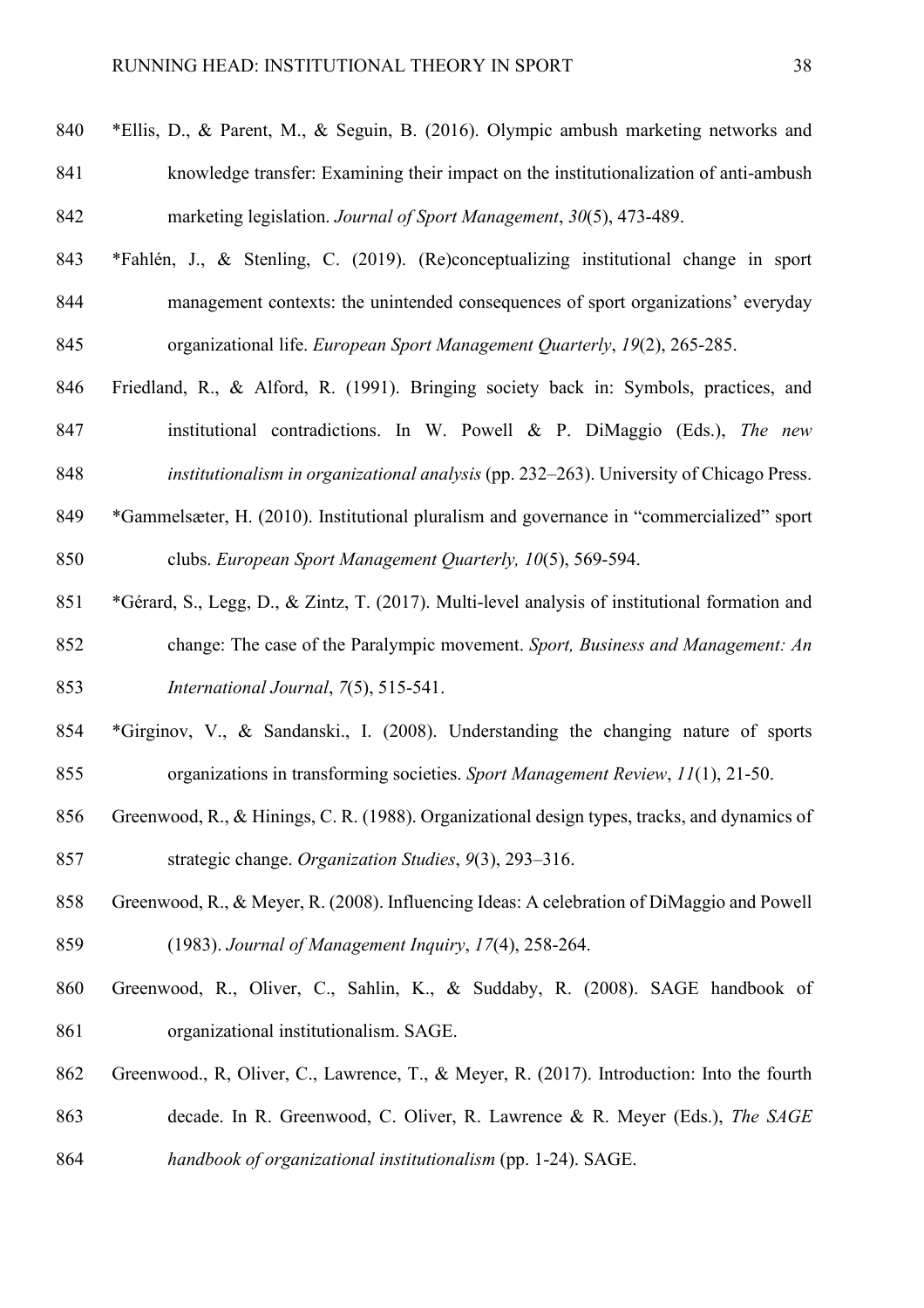*Ellis, D., & Parent, M., & Seguin, B. (2016). Olympic ambush marketing networks and knowledge transfer: Examining their impact on the institutionalization of anti-ambush marketing legislation. *Journal of Sport Management*, *30*(5), 473-489.

*Fahlén, J., & Stenling, C. (2019). (Re)conceptualizing institutional change in sport management contexts: the unintended consequences of sport organizations' everyday organizational life. *European Sport Management Quarterly*, *19*(2), 265-285.

Friedland, R., & Alford, R. (1991). Bringing society back in: Symbols, practices, and institutional contradictions. In W. Powell & P. DiMaggio (Eds.), *The new institutionalism in organizational analysis* (pp. 232–263). University of Chicago Press.

*Gammelsæter, H. (2010). Institutional pluralism and governance in "commercialized" sport clubs. *European Sport Management Quarterly, 10*(5), 569-594.

*Gérard, S., Legg, D., & Zintz, T. (2017). Multi-level analysis of institutional formation and change: The case of the Paralympic movement. *Sport, Business and Management: An International Journal*, *7*(5), 515-541.

*Girginov, V., & Sandanski., I. (2008). Understanding the changing nature of sports organizations in transforming societies. *Sport Management Review*, *11*(1), 21-50.

Greenwood, R., & Hinings, C. R. (1988). Organizational design types, tracks, and dynamics of strategic change. *Organization Studies*, *9*(3), 293–316.

Greenwood, R., & Meyer, R. (2008). Influencing Ideas: A celebration of DiMaggio and Powell (1983). *Journal of Management Inquiry*, *17*(4), 258-264.

Greenwood, R., Oliver, C., Sahlin, K., & Suddaby, R. (2008). SAGE handbook of organizational institutionalism. SAGE.

Greenwood., R, Oliver, C., Lawrence, T., & Meyer, R. (2017). Introduction: Into the fourth decade. In R. Greenwood, C. Oliver, R. Lawrence & R. Meyer (Eds.), *The SAGE handbook of organizational institutionalism* (pp. 1-24). SAGE.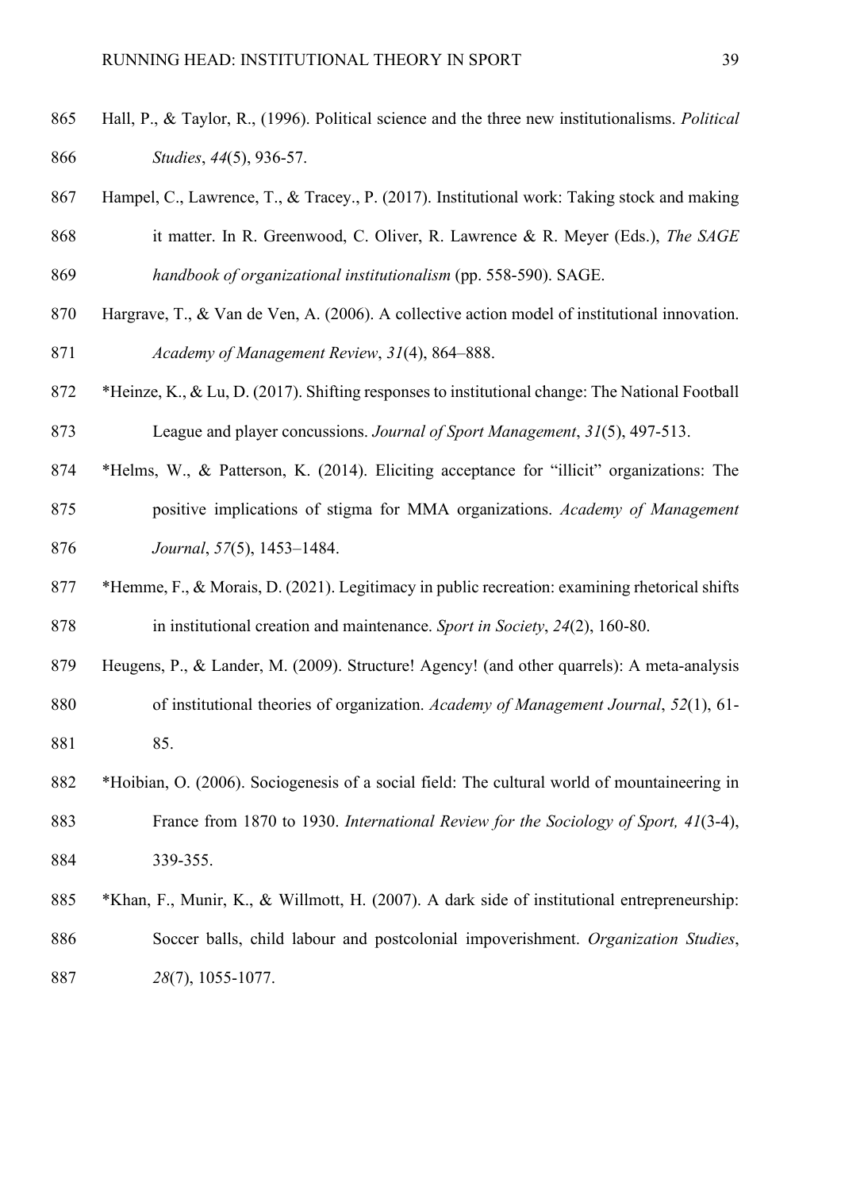Hall, P., & Taylor, R., (1996). Political science and the three new institutionalisms. *Political Studies*, *44*(5), 936-57.

Hampel, C., Lawrence, T., & Tracey., P. (2017). Institutional work: Taking stock and making it matter. In R. Greenwood, C. Oliver, R. Lawrence & R. Meyer (Eds.), *The SAGE handbook of organizational institutionalism* (pp. 558-590). SAGE.

Hargrave, T., & Van de Ven, A. (2006). A collective action model of institutional innovation. *Academy of Management Review*, *31*(4), 864–888.

*Heinze, K., & Lu, D. (2017). Shifting responses to institutional change: The National Football League and player concussions. *Journal of Sport Management*, *31*(5), 497-513.

*Helms, W., & Patterson, K. (2014). Eliciting acceptance for "illicit" organizations: The positive implications of stigma for MMA organizations. *Academy of Management Journal*, *57*(5), 1453–1484.

*Hemme, F., & Morais, D. (2021). Legitimacy in public recreation: examining rhetorical shifts in institutional creation and maintenance. *Sport in Society*, *24*(2), 160-80.

Heugens, P., & Lander, M. (2009). Structure! Agency! (and other quarrels): A meta-analysis of institutional theories of organization. *Academy of Management Journal*, *52*(1), 61-85.

*Hoibian, O. (2006). Sociogenesis of a social field: The cultural world of mountaineering in France from 1870 to 1930. *International Review for the Sociology of Sport, 41*(3-4), 339-355.

*Khan, F., Munir, K., & Willmott, H. (2007). A dark side of institutional entrepreneurship: Soccer balls, child labour and postcolonial impoverishment. *Organization Studies*, *28*(7), 1055-1077.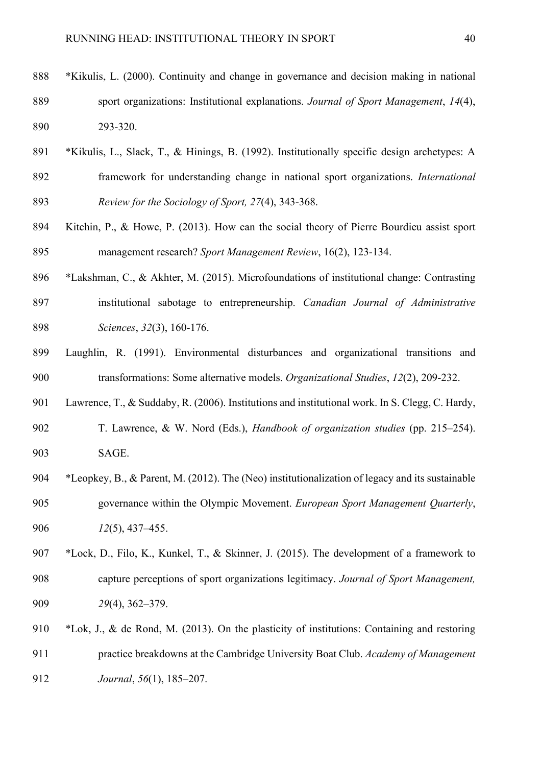*Kikulis, L. (2000). Continuity and change in governance and decision making in national sport organizations: Institutional explanations. *Journal of Sport Management*, *14*(4), 293-320.

*Kikulis, L., Slack, T., & Hinings, B. (1992). Institutionally specific design archetypes: A framework for understanding change in national sport organizations. *International Review for the Sociology of Sport, 27*(4), 343-368.

Kitchin, P., & Howe, P. (2013). How can the social theory of Pierre Bourdieu assist sport management research? *Sport Management Review*, 16(2), 123-134.

*Lakshman, C., & Akhter, M. (2015). Microfoundations of institutional change: Contrasting institutional sabotage to entrepreneurship. *Canadian Journal of Administrative Sciences*, *32*(3), 160-176.

Laughlin, R. (1991). Environmental disturbances and organizational transitions and transformations: Some alternative models. *Organizational Studies*, *12*(2), 209-232.

Lawrence, T., & Suddaby, R. (2006). Institutions and institutional work. In S. Clegg, C. Hardy, T. Lawrence, & W. Nord (Eds.), *Handbook of organization studies* (pp. 215–254). SAGE.

*Leopkey, B., & Parent, M. (2012). The (Neo) institutionalization of legacy and its sustainable governance within the Olympic Movement. *European Sport Management Quarterly*, *12*(5), 437–455.

*Lock, D., Filo, K., Kunkel, T., & Skinner, J. (2015). The development of a framework to capture perceptions of sport organizations legitimacy. *Journal of Sport Management, 29*(4), 362–379.

*Lok, J., & de Rond, M. (2013). On the plasticity of institutions: Containing and restoring practice breakdowns at the Cambridge University Boat Club. *Academy of Management Journal*, *56*(1), 185–207.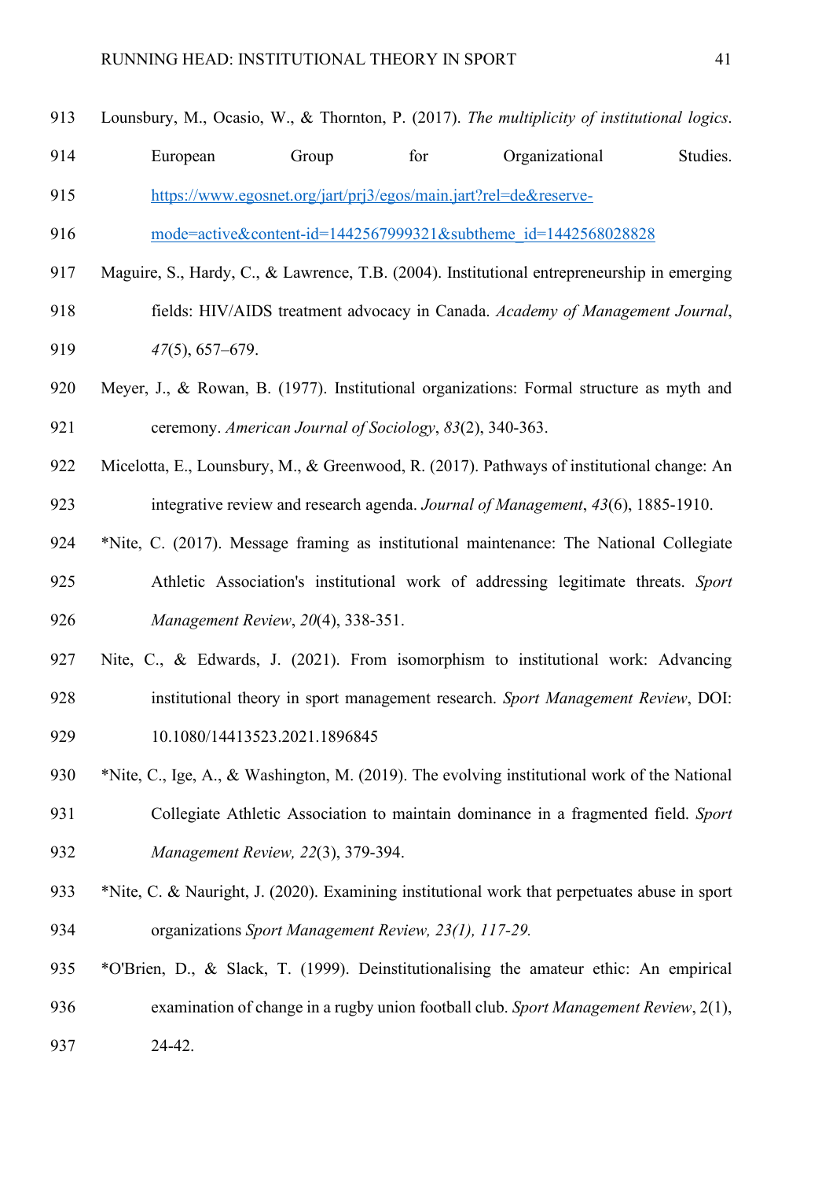Lounsbury, M., Ocasio, W., & Thornton, P. (2017). *The multiplicity of institutional logics*. European Group for Organizational Studies. https://www.egosnet.org/jart/prj3/egos/main.jart?rel=de&reserve-mode=active&content-id=1442567999321&subtheme_id=1442568028828

Maguire, S., Hardy, C., & Lawrence, T.B. (2004). Institutional entrepreneurship in emerging fields: HIV/AIDS treatment advocacy in Canada. *Academy of Management Journal*, *47*(5), 657–679.

Meyer, J., & Rowan, B. (1977). Institutional organizations: Formal structure as myth and ceremony. *American Journal of Sociology*, *83*(2), 340-363.

Micelotta, E., Lounsbury, M., & Greenwood, R. (2017). Pathways of institutional change: An integrative review and research agenda. *Journal of Management*, *43*(6), 1885-1910.

*Nite, C. (2017). Message framing as institutional maintenance: The National Collegiate Athletic Association's institutional work of addressing legitimate threats. *Sport Management Review*, *20*(4), 338-351.

Nite, C., & Edwards, J. (2021). From isomorphism to institutional work: Advancing institutional theory in sport management research. *Sport Management Review*, DOI: 10.1080/14413523.2021.1896845

*Nite, C., Ige, A., & Washington, M. (2019). The evolving institutional work of the National Collegiate Athletic Association to maintain dominance in a fragmented field. *Sport Management Review, 22*(3), 379-394.

*Nite, C. & Nauright, J. (2020). Examining institutional work that perpetuates abuse in sport organizations *Sport Management Review, 23(1), 117-29.*

*O'Brien, D., & Slack, T. (1999). Deinstitutionalising the amateur ethic: An empirical examination of change in a rugby union football club. *Sport Management Review*, 2(1), 24-42.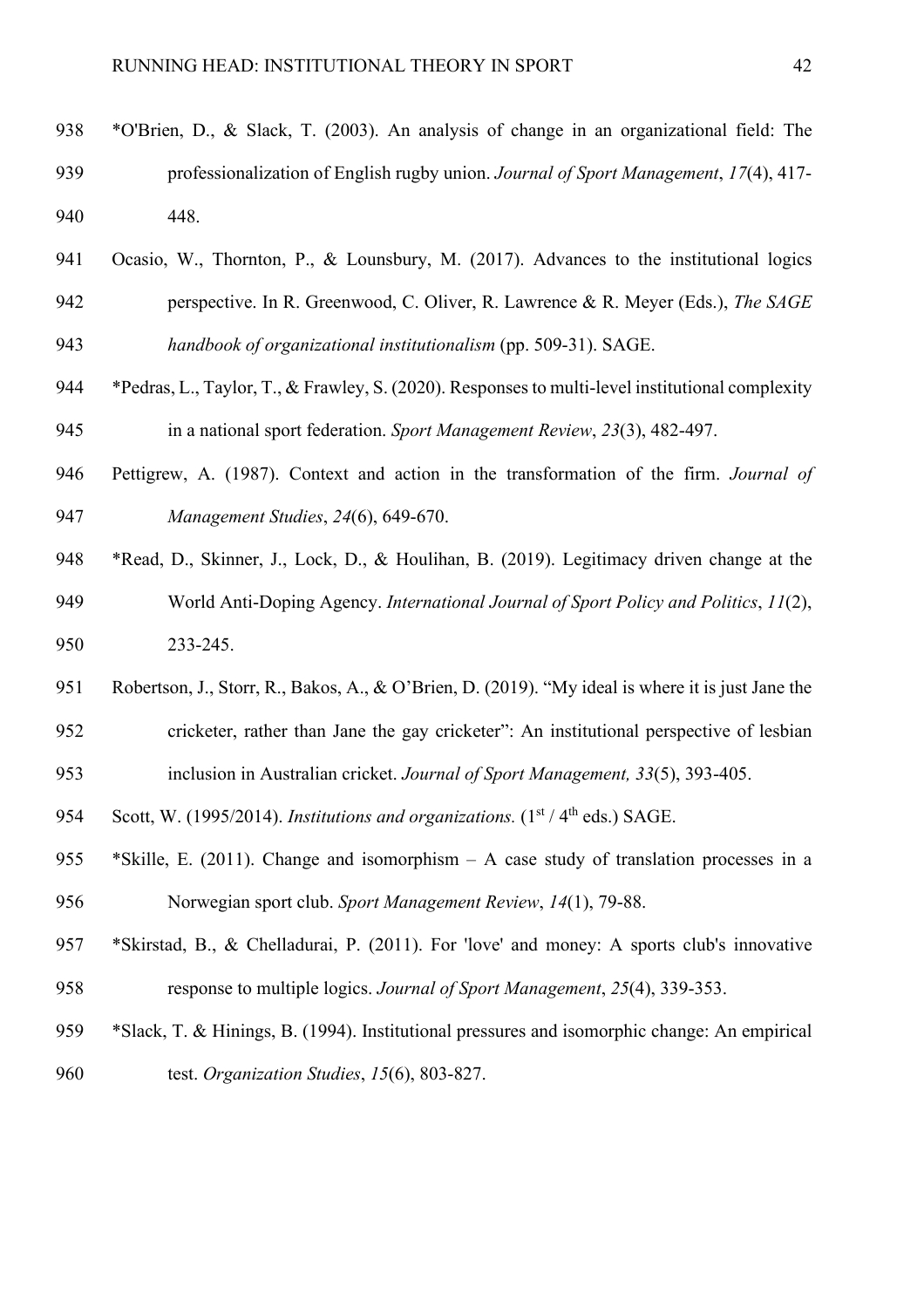*O'Brien, D., & Slack, T. (2003). An analysis of change in an organizational field: The professionalization of English rugby union. *Journal of Sport Management*, *17*(4), 417-448.

Ocasio, W., Thornton, P., & Lounsbury, M. (2017). Advances to the institutional logics perspective. In R. Greenwood, C. Oliver, R. Lawrence & R. Meyer (Eds.), *The SAGE handbook of organizational institutionalism* (pp. 509-31). SAGE.

*Pedras, L., Taylor, T., & Frawley, S. (2020). Responses to multi-level institutional complexity in a national sport federation. *Sport Management Review*, *23*(3), 482-497.

Pettigrew, A. (1987). Context and action in the transformation of the firm. *Journal of Management Studies*, *24*(6), 649-670.

*Read, D., Skinner, J., Lock, D., & Houlihan, B. (2019). Legitimacy driven change at the World Anti-Doping Agency. *International Journal of Sport Policy and Politics*, *11*(2), 233-245.

Robertson, J., Storr, R., Bakos, A., & O'Brien, D. (2019). "My ideal is where it is just Jane the cricketer, rather than Jane the gay cricketer": An institutional perspective of lesbian inclusion in Australian cricket. *Journal of Sport Management, 33*(5), 393-405.

Scott, W. (1995/2014). *Institutions and organizations.* (1st / 4th eds.) SAGE.

*Skille, E. (2011). Change and isomorphism – A case study of translation processes in a Norwegian sport club. *Sport Management Review*, *14*(1), 79-88.

*Skirstad, B., & Chelladurai, P. (2011). For 'love' and money: A sports club's innovative response to multiple logics. *Journal of Sport Management*, *25*(4), 339-353.

*Slack, T. & Hinings, B. (1994). Institutional pressures and isomorphic change: An empirical test. *Organization Studies*, *15*(6), 803-827.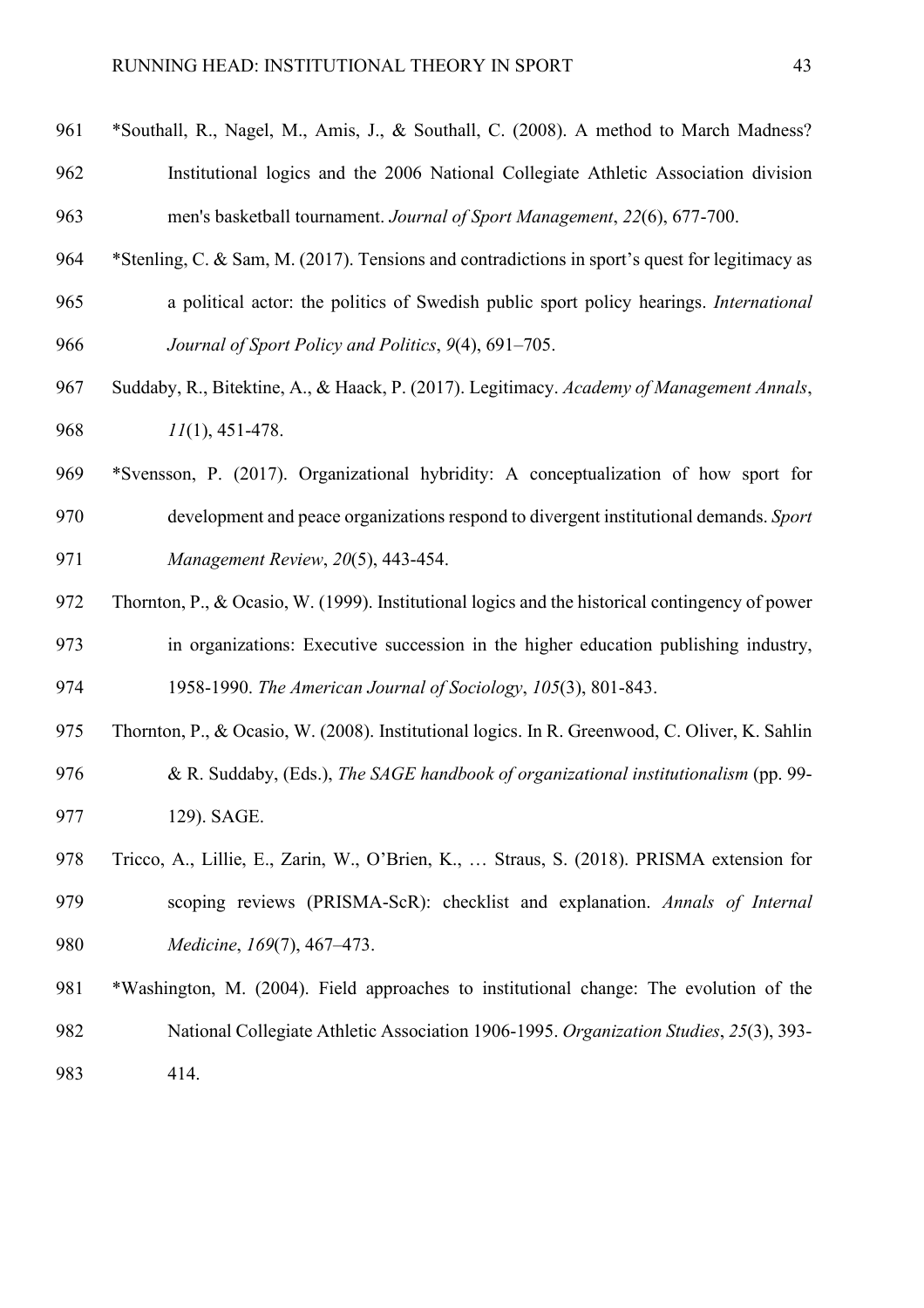*Southall, R., Nagel, M., Amis, J., & Southall, C. (2008). A method to March Madness? Institutional logics and the 2006 National Collegiate Athletic Association division men's basketball tournament. *Journal of Sport Management*, *22*(6), 677-700.

*Stenling, C. & Sam, M. (2017). Tensions and contradictions in sport's quest for legitimacy as a political actor: the politics of Swedish public sport policy hearings. *International Journal of Sport Policy and Politics*, *9*(4), 691–705.

Suddaby, R., Bitektine, A., & Haack, P. (2017). Legitimacy. *Academy of Management Annals*, *11*(1), 451-478.

*Svensson, P. (2017). Organizational hybridity: A conceptualization of how sport for development and peace organizations respond to divergent institutional demands. *Sport Management Review*, *20*(5), 443-454.

Thornton, P., & Ocasio, W. (1999). Institutional logics and the historical contingency of power in organizations: Executive succession in the higher education publishing industry, 1958-1990. *The American Journal of Sociology*, *105*(3), 801-843.

Thornton, P., & Ocasio, W. (2008). Institutional logics. In R. Greenwood, C. Oliver, K. Sahlin & R. Suddaby, (Eds.), *The SAGE handbook of organizational institutionalism* (pp. 99-129). SAGE.

Tricco, A., Lillie, E., Zarin, W., O'Brien, K., … Straus, S. (2018). PRISMA extension for scoping reviews (PRISMA-ScR): checklist and explanation. *Annals of Internal Medicine*, *169*(7), 467–473.

*Washington, M. (2004). Field approaches to institutional change: The evolution of the National Collegiate Athletic Association 1906-1995. *Organization Studies*, *25*(3), 393-414.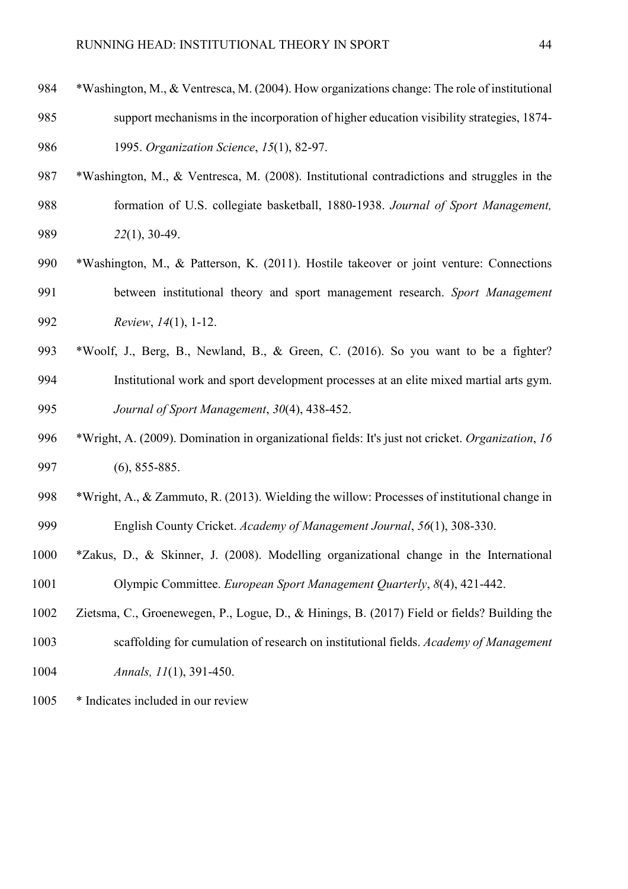*Washington, M., & Ventresca, M. (2004). How organizations change: The role of institutional support mechanisms in the incorporation of higher education visibility strategies, 1874-1995. *Organization Science*, *15*(1), 82-97.

*Washington, M., & Ventresca, M. (2008). Institutional contradictions and struggles in the formation of U.S. collegiate basketball, 1880-1938. *Journal of Sport Management, 22*(1), 30-49.

*Washington, M., & Patterson, K. (2011). Hostile takeover or joint venture: Connections between institutional theory and sport management research. *Sport Management Review*, *14*(1), 1-12.

*Woolf, J., Berg, B., Newland, B., & Green, C. (2016). So you want to be a fighter? Institutional work and sport development processes at an elite mixed martial arts gym. *Journal of Sport Management*, *30*(4), 438-452.

*Wright, A. (2009). Domination in organizational fields: It's just not cricket. *Organization*, *16* (6), 855-885.

*Wright, A., & Zammuto, R. (2013). Wielding the willow: Processes of institutional change in English County Cricket. *Academy of Management Journal*, *56*(1), 308-330.

*Zakus, D., & Skinner, J. (2008). Modelling organizational change in the International Olympic Committee. *European Sport Management Quarterly*, *8*(4), 421-442.

Zietsma, C., Groenewegen, P., Logue, D., & Hinings, B. (2017) Field or fields? Building the scaffolding for cumulation of research on institutional fields. *Academy of Management Annals, 11*(1), 391-450.

* Indicates included in our review